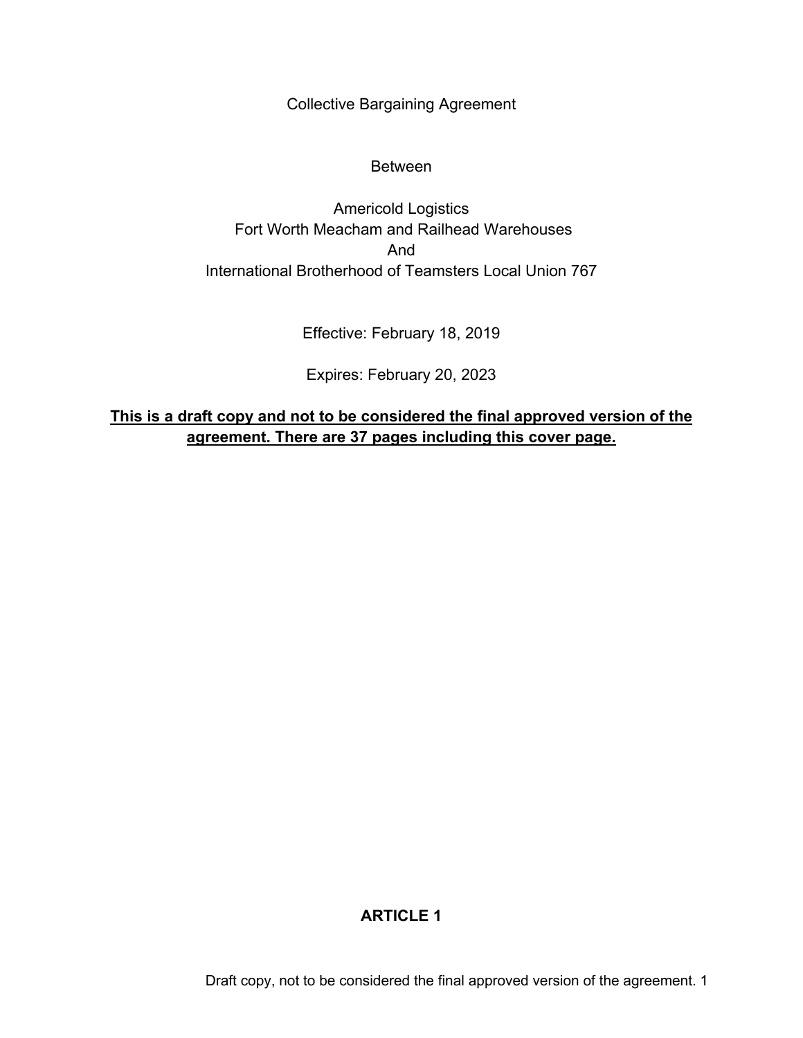Collective Bargaining Agreement

Between

Americold Logistics
Fort Worth Meacham and Railhead Warehouses
And
International Brotherhood of Teamsters Local Union 767

Effective: February 18, 2019

Expires: February 20, 2023

**This is a draft copy and not to be considered the final approved version of the agreement. There are 37 pages including this cover page.**

## ARTICLE 1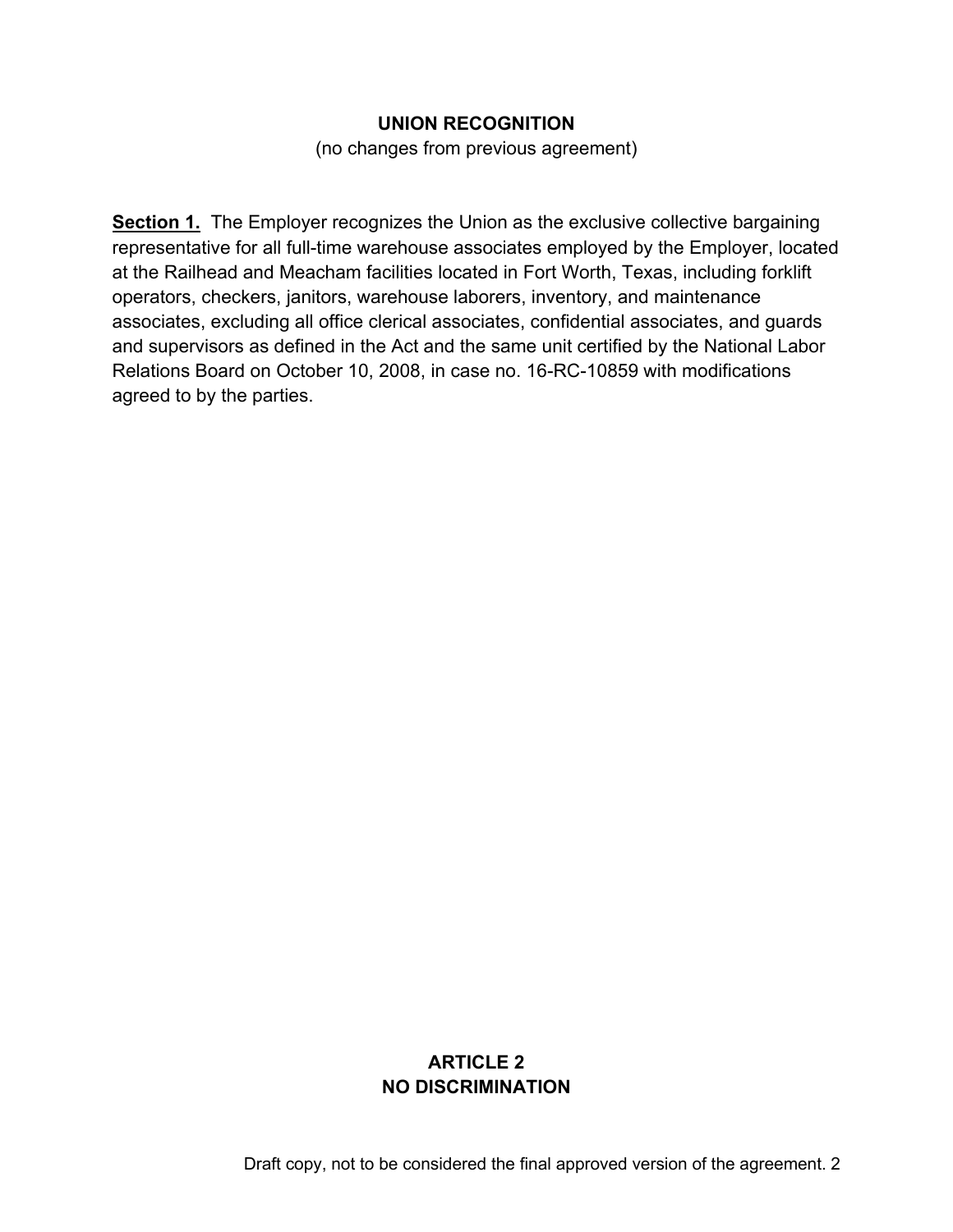## UNION RECOGNITION

(no changes from previous agreement)

**Section 1.** The Employer recognizes the Union as the exclusive collective bargaining representative for all full-time warehouse associates employed by the Employer, located at the Railhead and Meacham facilities located in Fort Worth, Texas, including forklift operators, checkers, janitors, warehouse laborers, inventory, and maintenance associates, excluding all office clerical associates, confidential associates, and guards and supervisors as defined in the Act and the same unit certified by the National Labor Relations Board on October 10, 2008, in case no. 16-RC-10859 with modifications agreed to by the parties.

## ARTICLE 2
## NO DISCRIMINATION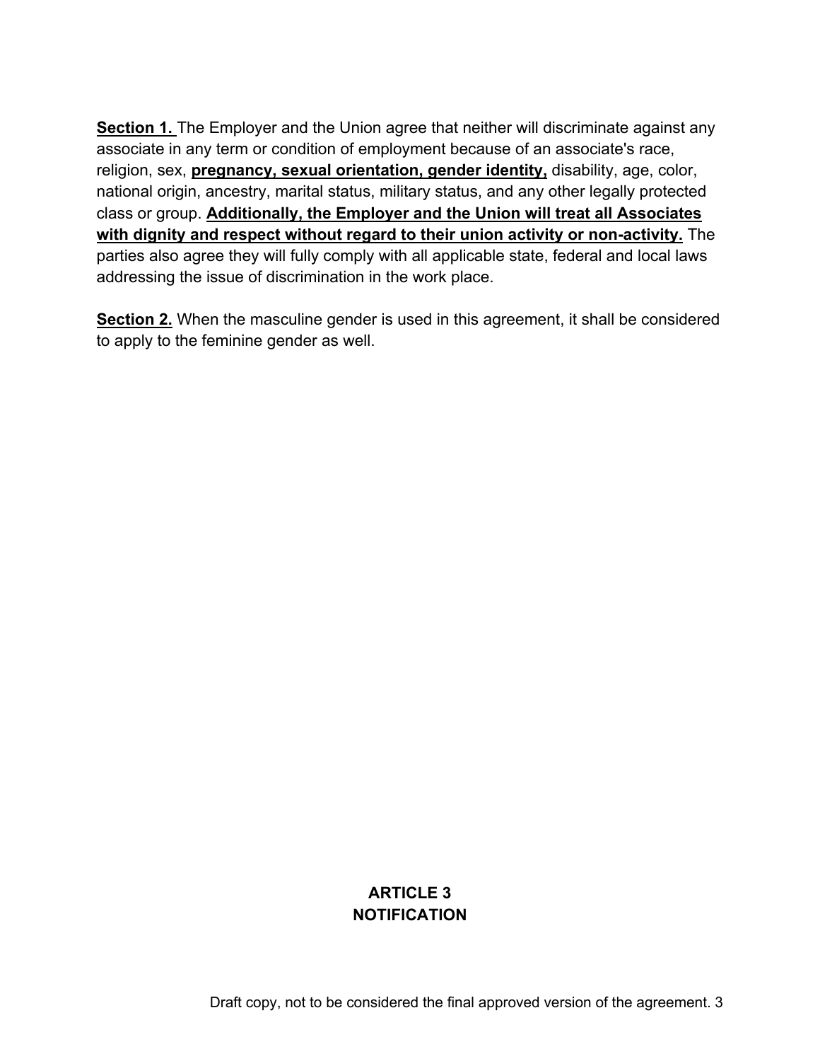**Section 1.** The Employer and the Union agree that neither will discriminate against any associate in any term or condition of employment because of an associate's race, religion, sex, **pregnancy, sexual orientation, gender identity,** disability, age, color, national origin, ancestry, marital status, military status, and any other legally protected class or group. **Additionally, the Employer and the Union will treat all Associates with dignity and respect without regard to their union activity or non-activity.** The parties also agree they will fully comply with all applicable state, federal and local laws addressing the issue of discrimination in the work place.

**Section 2.** When the masculine gender is used in this agreement, it shall be considered to apply to the feminine gender as well.

## ARTICLE 3
## NOTIFICATION

Draft copy, not to be considered the final approved version of the agreement.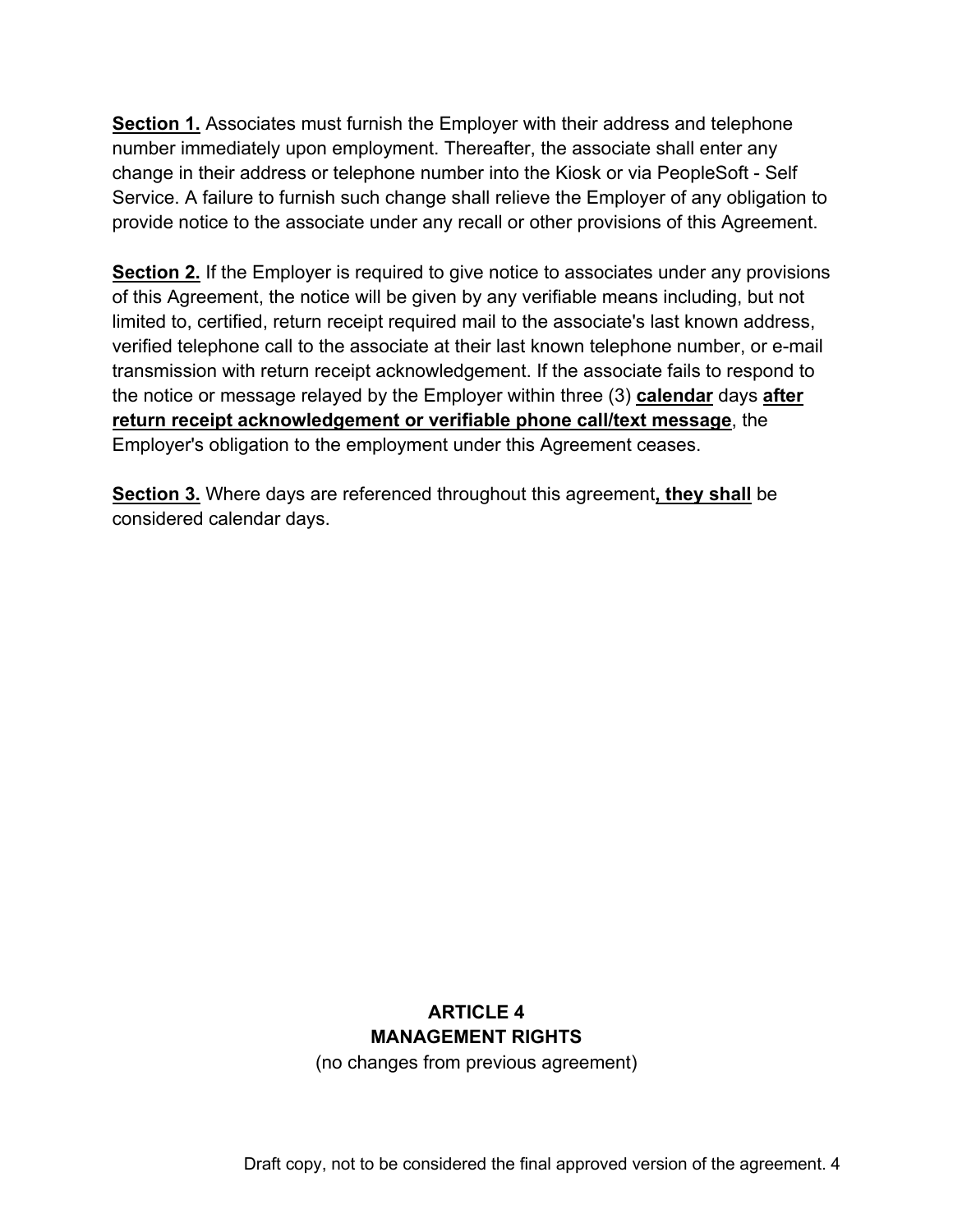**<u>Section 1.</u>** Associates must furnish the Employer with their address and telephone number immediately upon employment. Thereafter, the associate shall enter any change in their address or telephone number into the Kiosk or via PeopleSoft - Self Service. A failure to furnish such change shall relieve the Employer of any obligation to provide notice to the associate under any recall or other provisions of this Agreement.

**<u>Section 2.</u>** If the Employer is required to give notice to associates under any provisions of this Agreement, the notice will be given by any verifiable means including, but not limited to, certified, return receipt required mail to the associate's last known address, verified telephone call to the associate at their last known telephone number, or e-mail transmission with return receipt acknowledgement. If the associate fails to respond to the notice or message relayed by the Employer within three (3) **<u>calendar</u>** days **<u>after return receipt acknowledgement or verifiable phone call/text message</u>**, the Employer's obligation to the employment under this Agreement ceases.

**<u>Section 3.</u>** Where days are referenced throughout this agreement**<u>, they shall</u>** be considered calendar days.

## ARTICLE 4
## MANAGEMENT RIGHTS

(no changes from previous agreement)

Draft copy, not to be considered the final approved version of the agreement.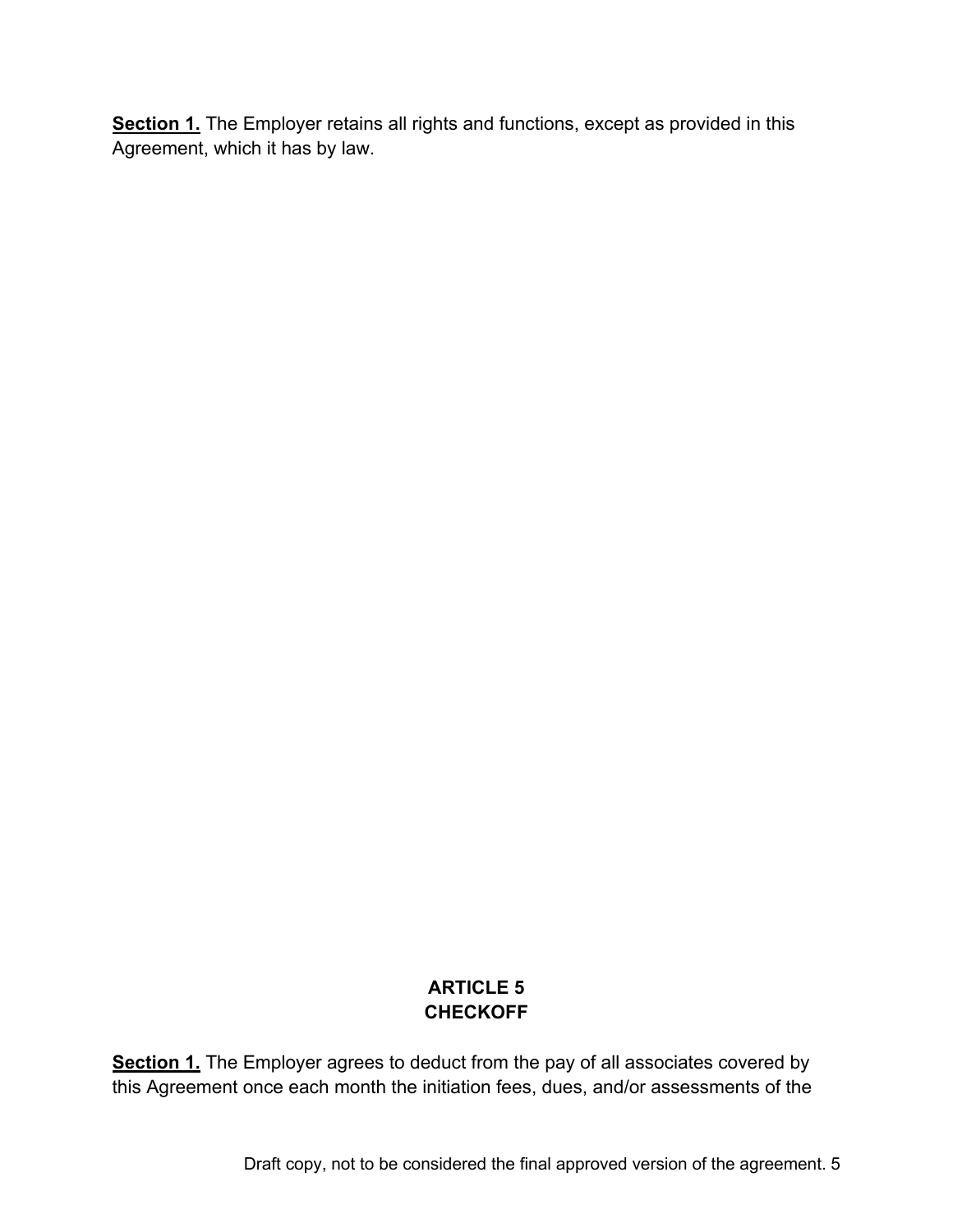**Section 1.** The Employer retains all rights and functions, except as provided in this Agreement, which it has by law.

## ARTICLE 5
## CHECKOFF

**Section 1.** The Employer agrees to deduct from the pay of all associates covered by this Agreement once each month the initiation fees, dues, and/or assessments of the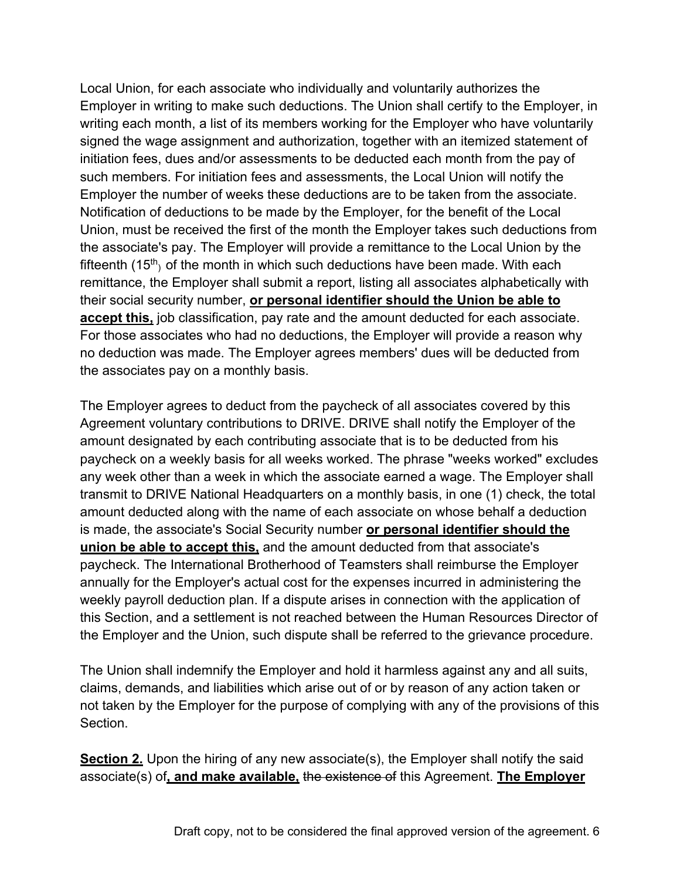Local Union, for each associate who individually and voluntarily authorizes the Employer in writing to make such deductions. The Union shall certify to the Employer, in writing each month, a list of its members working for the Employer who have voluntarily signed the wage assignment and authorization, together with an itemized statement of initiation fees, dues and/or assessments to be deducted each month from the pay of such members. For initiation fees and assessments, the Local Union will notify the Employer the number of weeks these deductions are to be taken from the associate. Notification of deductions to be made by the Employer, for the benefit of the Local Union, must be received the first of the month the Employer takes such deductions from the associate's pay. The Employer will provide a remittance to the Local Union by the fifteenth (15th) of the month in which such deductions have been made. With each remittance, the Employer shall submit a report, listing all associates alphabetically with their social security number, **<u>or personal identifier should the Union be able to accept this,</u>** job classification, pay rate and the amount deducted for each associate. For those associates who had no deductions, the Employer will provide a reason why no deduction was made. The Employer agrees members' dues will be deducted from the associates pay on a monthly basis.

The Employer agrees to deduct from the paycheck of all associates covered by this Agreement voluntary contributions to DRIVE. DRIVE shall notify the Employer of the amount designated by each contributing associate that is to be deducted from his paycheck on a weekly basis for all weeks worked. The phrase "weeks worked" excludes any week other than a week in which the associate earned a wage. The Employer shall transmit to DRIVE National Headquarters on a monthly basis, in one (1) check, the total amount deducted along with the name of each associate on whose behalf a deduction is made, the associate's Social Security number **<u>or personal identifier should the union be able to accept this,</u>** and the amount deducted from that associate's paycheck. The International Brotherhood of Teamsters shall reimburse the Employer annually for the Employer's actual cost for the expenses incurred in administering the weekly payroll deduction plan. If a dispute arises in connection with the application of this Section, and a settlement is not reached between the Human Resources Director of the Employer and the Union, such dispute shall be referred to the grievance procedure.

The Union shall indemnify the Employer and hold it harmless against any and all suits, claims, demands, and liabilities which arise out of or by reason of any action taken or not taken by the Employer for the purpose of complying with any of the provisions of this Section.

**<u>Section 2.</u>** Upon the hiring of any new associate(s), the Employer shall notify the said associate(s) of**<u>, and make available,</u>** ~~the existence of~~ this Agreement. **<u>The Employer</u>**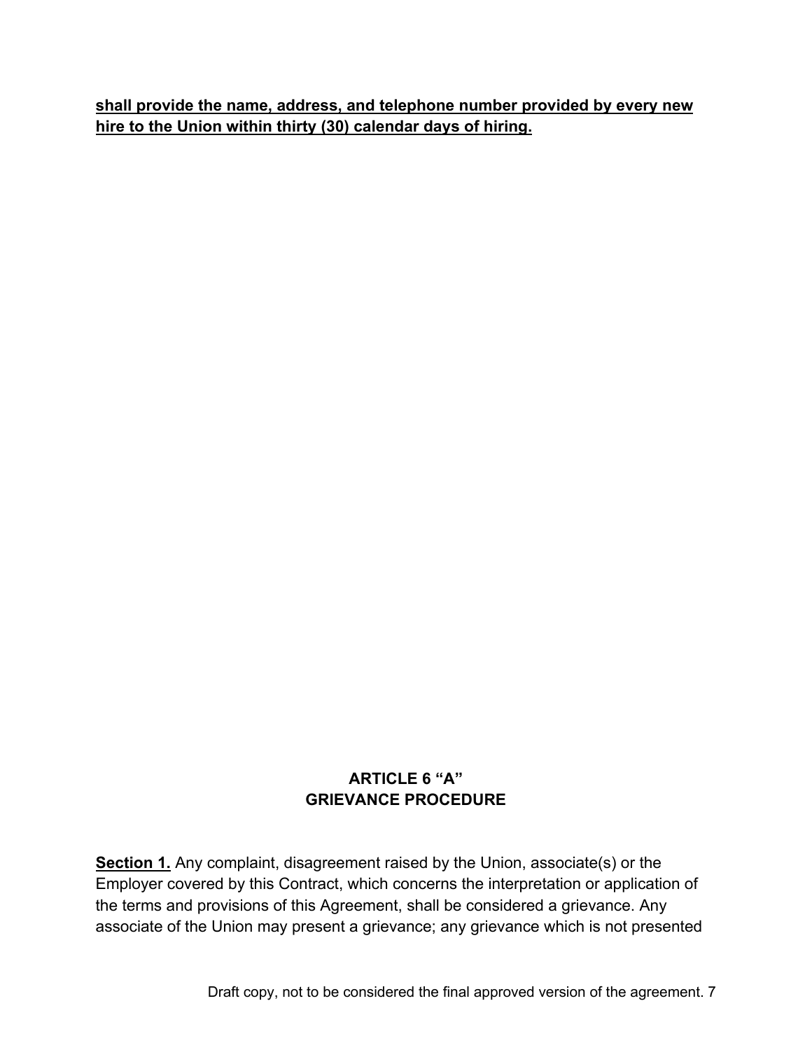**<u>shall provide the name, address, and telephone number provided by every new hire to the Union within thirty (30) calendar days of hiring.</u>**

## ARTICLE 6 "A"
## GRIEVANCE PROCEDURE

**<u>Section 1.</u>** Any complaint, disagreement raised by the Union, associate(s) or the Employer covered by this Contract, which concerns the interpretation or application of the terms and provisions of this Agreement, shall be considered a grievance. Any associate of the Union may present a grievance; any grievance which is not presented

Draft copy, not to be considered the final approved version of the agreement.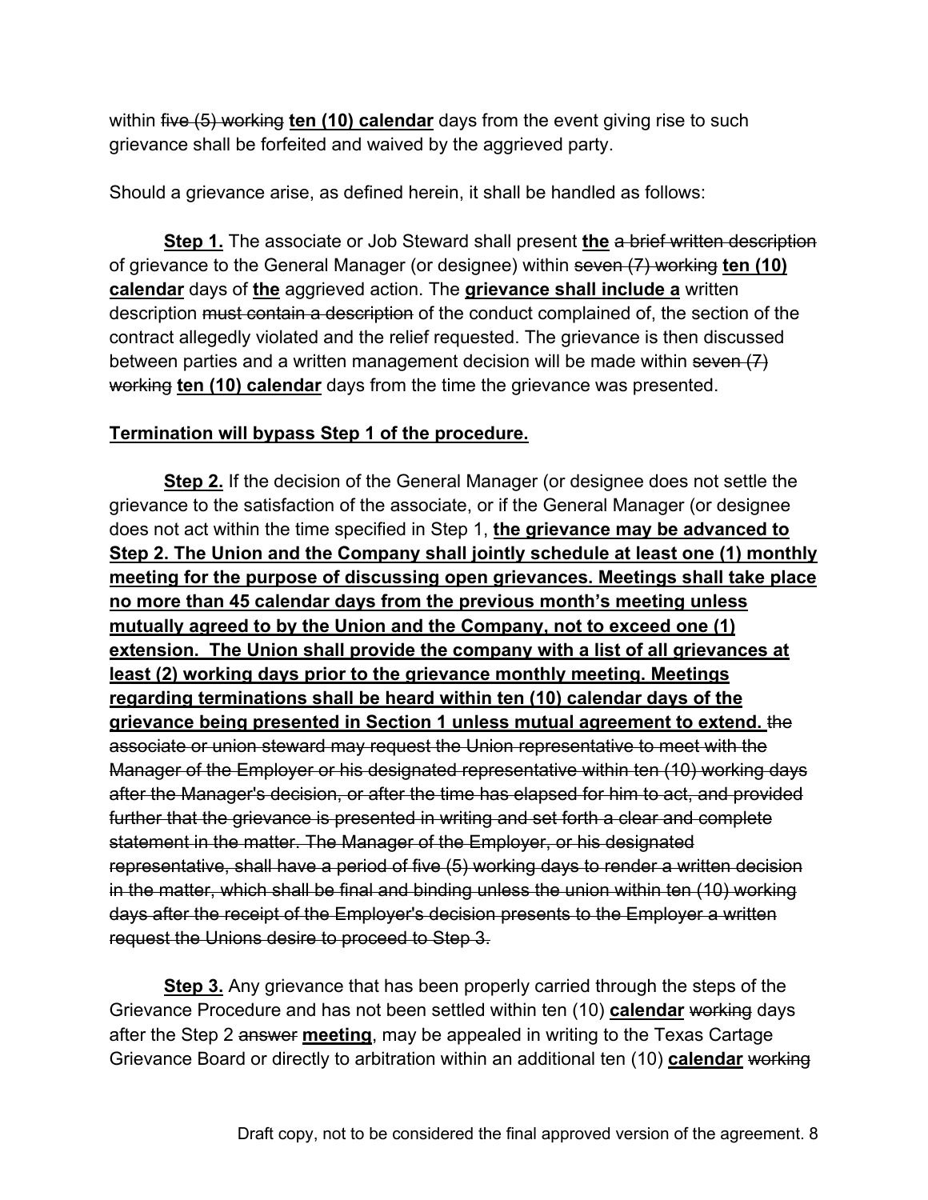within ~~five (5) working~~ **ten (10) calendar** days from the event giving rise to such grievance shall be forfeited and waived by the aggrieved party.

Should a grievance arise, as defined herein, it shall be handled as follows:

**Step 1.** The associate or Job Steward shall present **the** ~~a brief written description~~ of grievance to the General Manager (or designee) within ~~seven (7) working~~ **ten (10) calendar** days of **the** aggrieved action. The **grievance shall include a** written description ~~must contain a description~~ of the conduct complained of, the section of the contract allegedly violated and the relief requested. The grievance is then discussed between parties and a written management decision will be made within ~~seven (7) working~~ **ten (10) calendar** days from the time the grievance was presented.

**Termination will bypass Step 1 of the procedure.**

**Step 2.** If the decision of the General Manager (or designee does not settle the grievance to the satisfaction of the associate, or if the General Manager (or designee does not act within the time specified in Step 1, **the grievance may be advanced to Step 2. The Union and the Company shall jointly schedule at least one (1) monthly meeting for the purpose of discussing open grievances. Meetings shall take place no more than 45 calendar days from the previous month's meeting unless mutually agreed to by the Union and the Company, not to exceed one (1) extension. The Union shall provide the company with a list of all grievances at least (2) working days prior to the grievance monthly meeting. Meetings regarding terminations shall be heard within ten (10) calendar days of the grievance being presented in Section 1 unless mutual agreement to extend.** ~~the associate or union steward may request the Union representative to meet with the Manager of the Employer or his designated representative within ten (10) working days after the Manager's decision, or after the time has elapsed for him to act, and provided further that the grievance is presented in writing and set forth a clear and complete statement in the matter. The Manager of the Employer, or his designated representative, shall have a period of five (5) working days to render a written decision in the matter, which shall be final and binding unless the union within ten (10) working days after the receipt of the Employer's decision presents to the Employer a written request the Unions desire to proceed to Step 3.~~

**Step 3.** Any grievance that has been properly carried through the steps of the Grievance Procedure and has not been settled within ten (10) **calendar** ~~working~~ days after the Step 2 ~~answer~~ **meeting**, may be appealed in writing to the Texas Cartage Grievance Board or directly to arbitration within an additional ten (10) **calendar** ~~working~~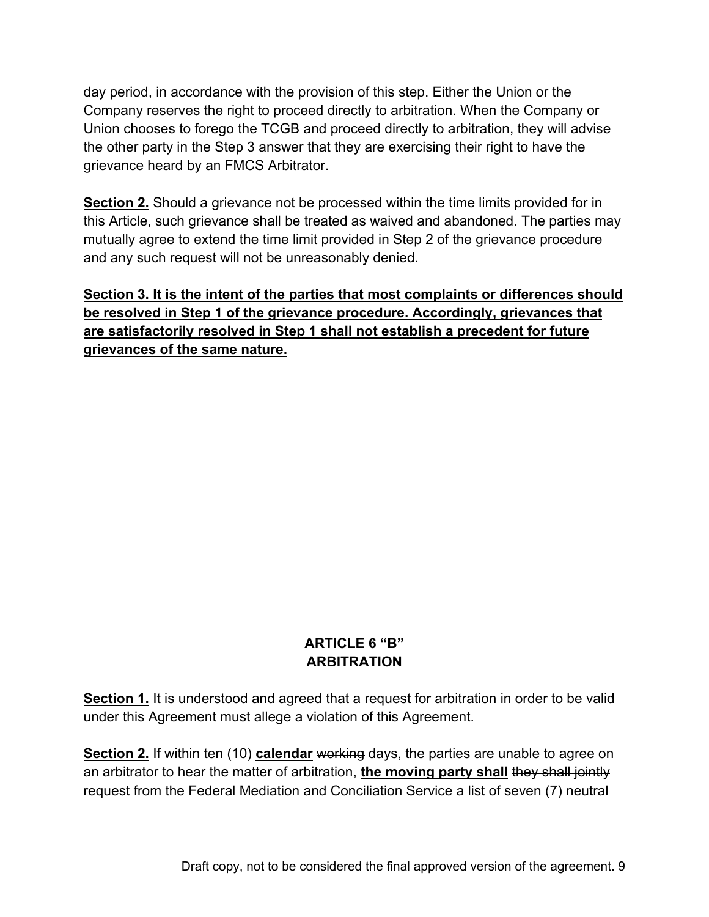day period, in accordance with the provision of this step. Either the Union or the Company reserves the right to proceed directly to arbitration. When the Company or Union chooses to forego the TCGB and proceed directly to arbitration, they will advise the other party in the Step 3 answer that they are exercising their right to have the grievance heard by an FMCS Arbitrator.

**<u>Section 2.</u>** Should a grievance not be processed within the time limits provided for in this Article, such grievance shall be treated as waived and abandoned. The parties may mutually agree to extend the time limit provided in Step 2 of the grievance procedure and any such request will not be unreasonably denied.

**<u>Section 3. It is the intent of the parties that most complaints or differences should be resolved in Step 1 of the grievance procedure. Accordingly, grievances that are satisfactorily resolved in Step 1 shall not establish a precedent for future grievances of the same nature.</u>**

## ARTICLE 6 "B"
## ARBITRATION

**<u>Section 1.</u>** It is understood and agreed that a request for arbitration in order to be valid under this Agreement must allege a violation of this Agreement.

**<u>Section 2.</u>** If within ten (10) **<u>calendar</u>** ~~working~~ days, the parties are unable to agree on an arbitrator to hear the matter of arbitration, **<u>the moving party shall</u>** ~~they shall jointly~~ request from the Federal Mediation and Conciliation Service a list of seven (7) neutral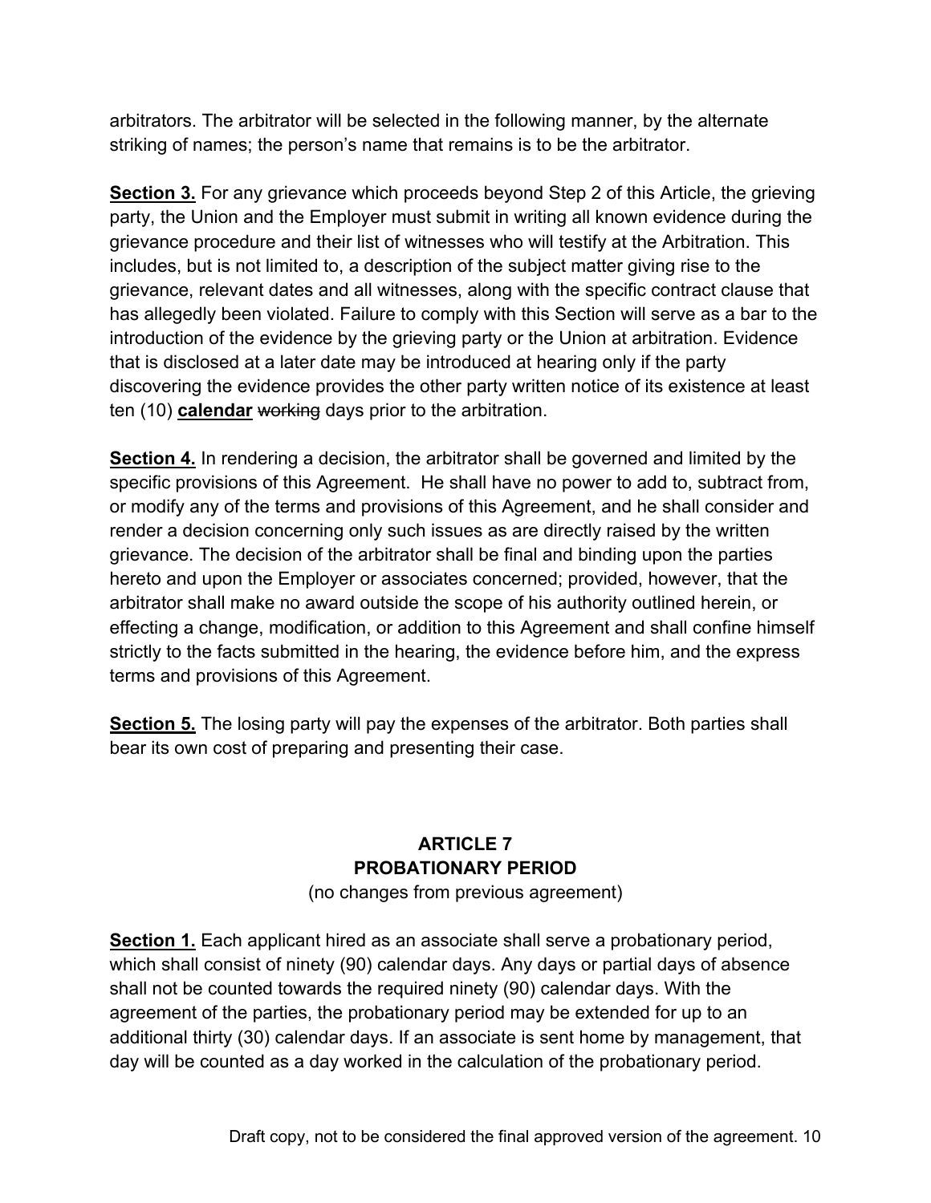arbitrators. The arbitrator will be selected in the following manner, by the alternate striking of names; the person's name that remains is to be the arbitrator.

**Section 3.** For any grievance which proceeds beyond Step 2 of this Article, the grieving party, the Union and the Employer must submit in writing all known evidence during the grievance procedure and their list of witnesses who will testify at the Arbitration. This includes, but is not limited to, a description of the subject matter giving rise to the grievance, relevant dates and all witnesses, along with the specific contract clause that has allegedly been violated. Failure to comply with this Section will serve as a bar to the introduction of the evidence by the grieving party or the Union at arbitration. Evidence that is disclosed at a later date may be introduced at hearing only if the party discovering the evidence provides the other party written notice of its existence at least ten (10) **calendar** ~~working~~ days prior to the arbitration.

**Section 4.** In rendering a decision, the arbitrator shall be governed and limited by the specific provisions of this Agreement. He shall have no power to add to, subtract from, or modify any of the terms and provisions of this Agreement, and he shall consider and render a decision concerning only such issues as are directly raised by the written grievance. The decision of the arbitrator shall be final and binding upon the parties hereto and upon the Employer or associates concerned; provided, however, that the arbitrator shall make no award outside the scope of his authority outlined herein, or effecting a change, modification, or addition to this Agreement and shall confine himself strictly to the facts submitted in the hearing, the evidence before him, and the express terms and provisions of this Agreement.

**Section 5.** The losing party will pay the expenses of the arbitrator. Both parties shall bear its own cost of preparing and presenting their case.

## ARTICLE 7
## PROBATIONARY PERIOD

(no changes from previous agreement)

**Section 1.** Each applicant hired as an associate shall serve a probationary period, which shall consist of ninety (90) calendar days. Any days or partial days of absence shall not be counted towards the required ninety (90) calendar days. With the agreement of the parties, the probationary period may be extended for up to an additional thirty (30) calendar days. If an associate is sent home by management, that day will be counted as a day worked in the calculation of the probationary period.

Draft copy, not to be considered the final approved version of the agreement.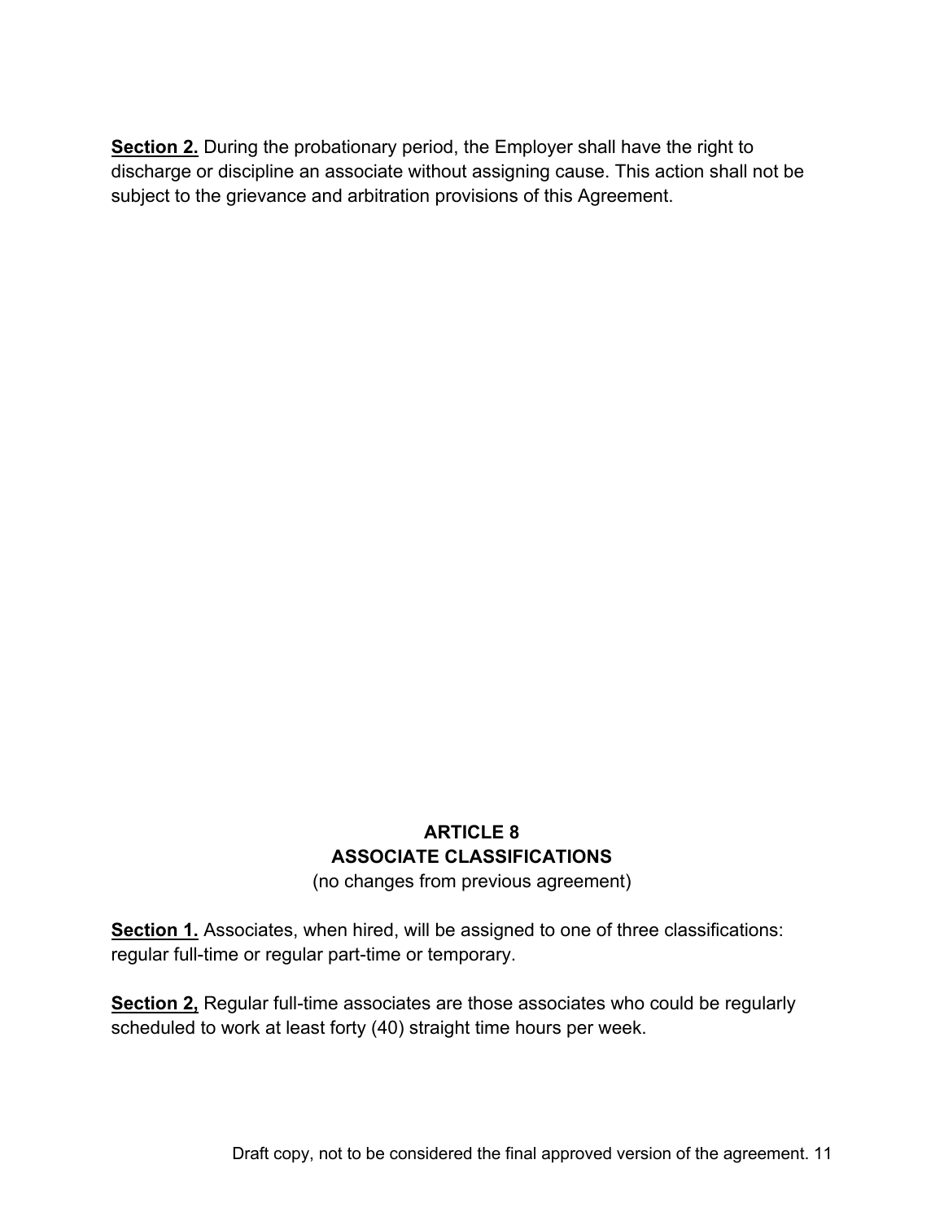**Section 2.** During the probationary period, the Employer shall have the right to discharge or discipline an associate without assigning cause. This action shall not be subject to the grievance and arbitration provisions of this Agreement.

## ARTICLE 8
## ASSOCIATE CLASSIFICATIONS

(no changes from previous agreement)

**Section 1.** Associates, when hired, will be assigned to one of three classifications: regular full-time or regular part-time or temporary.

**Section 2,** Regular full-time associates are those associates who could be regularly scheduled to work at least forty (40) straight time hours per week.

Draft copy, not to be considered the final approved version of the agreement.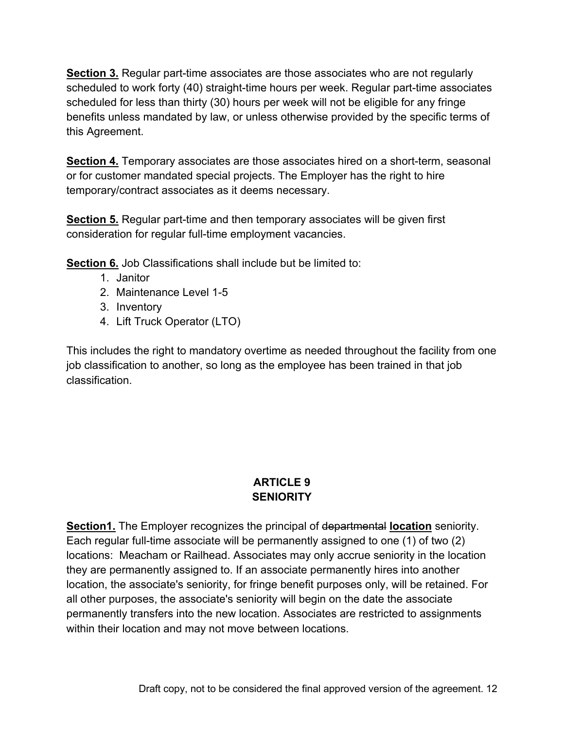**Section 3.** Regular part-time associates are those associates who are not regularly scheduled to work forty (40) straight-time hours per week. Regular part-time associates scheduled for less than thirty (30) hours per week will not be eligible for any fringe benefits unless mandated by law, or unless otherwise provided by the specific terms of this Agreement.

**Section 4.** Temporary associates are those associates hired on a short-term, seasonal or for customer mandated special projects. The Employer has the right to hire temporary/contract associates as it deems necessary.

**Section 5.** Regular part-time and then temporary associates will be given first consideration for regular full-time employment vacancies.

**Section 6.** Job Classifications shall include but be limited to:

1. Janitor
2. Maintenance Level 1-5
3. Inventory
4. Lift Truck Operator (LTO)

This includes the right to mandatory overtime as needed throughout the facility from one job classification to another, so long as the employee has been trained in that job classification.

## ARTICLE 9
## SENIORITY

**Section1.** The Employer recognizes the principal of ~~departmental~~ **location** seniority. Each regular full-time associate will be permanently assigned to one (1) of two (2) locations: Meacham or Railhead. Associates may only accrue seniority in the location they are permanently assigned to. If an associate permanently hires into another location, the associate's seniority, for fringe benefit purposes only, will be retained. For all other purposes, the associate's seniority will begin on the date the associate permanently transfers into the new location. Associates are restricted to assignments within their location and may not move between locations.

Draft copy, not to be considered the final approved version of the agreement.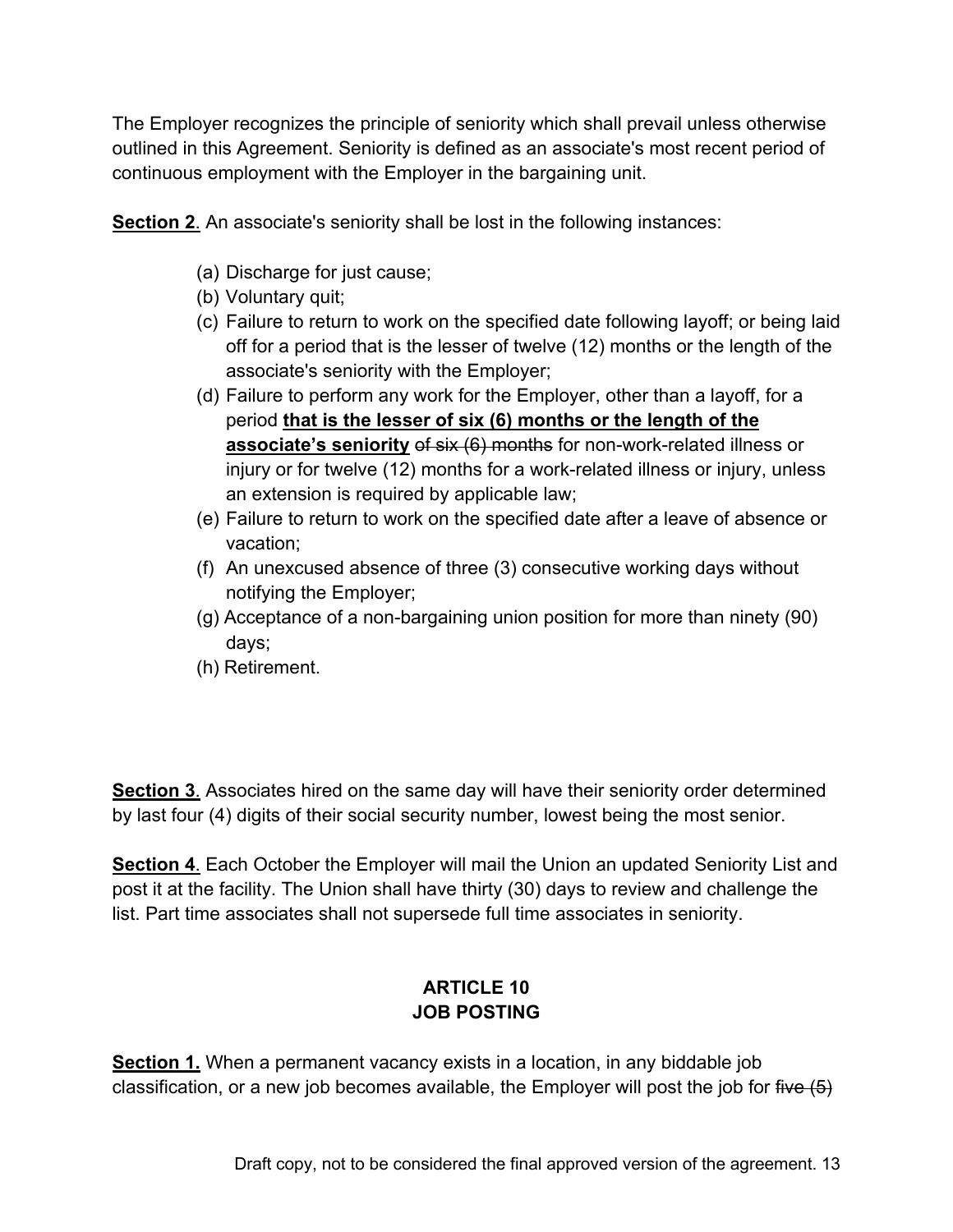The Employer recognizes the principle of seniority which shall prevail unless otherwise outlined in this Agreement. Seniority is defined as an associate's most recent period of continuous employment with the Employer in the bargaining unit.

**Section 2**. An associate's seniority shall be lost in the following instances:

(a) Discharge for just cause;
(b) Voluntary quit;
(c) Failure to return to work on the specified date following layoff; or being laid off for a period that is the lesser of twelve (12) months or the length of the associate's seniority with the Employer;
(d) Failure to perform any work for the Employer, other than a layoff, for a period **that is the lesser of six (6) months or the length of the associate's seniority** ~~of six (6) months~~ for non-work-related illness or injury or for twelve (12) months for a work-related illness or injury, unless an extension is required by applicable law;
(e) Failure to return to work on the specified date after a leave of absence or vacation;
(f) An unexcused absence of three (3) consecutive working days without notifying the Employer;
(g) Acceptance of a non-bargaining union position for more than ninety (90) days;
(h) Retirement.

**Section 3**. Associates hired on the same day will have their seniority order determined by last four (4) digits of their social security number, lowest being the most senior.

**Section 4**. Each October the Employer will mail the Union an updated Seniority List and post it at the facility. The Union shall have thirty (30) days to review and challenge the list. Part time associates shall not supersede full time associates in seniority.

## ARTICLE 10
## JOB POSTING

**Section 1.** When a permanent vacancy exists in a location, in any biddable job classification, or a new job becomes available, the Employer will post the job for ~~five (5)~~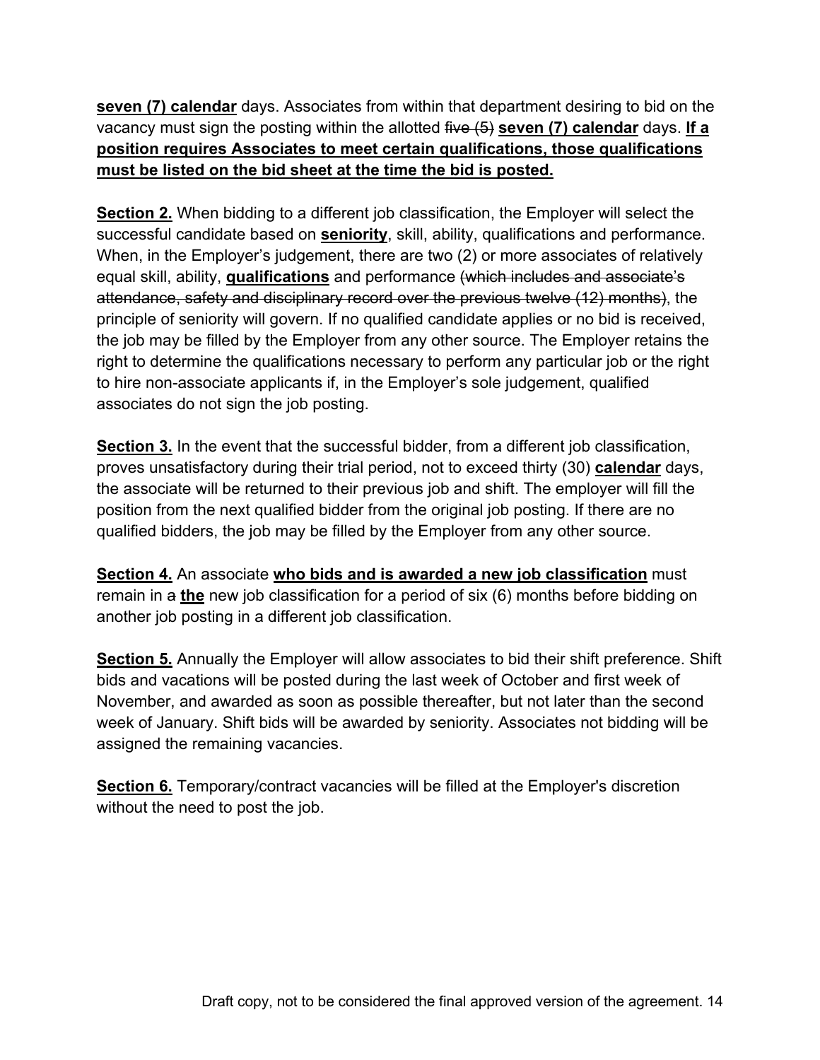**seven (7) calendar** days. Associates from within that department desiring to bid on the vacancy must sign the posting within the allotted ~~five (5)~~ **seven (7) calendar** days. **If a position requires Associates to meet certain qualifications, those qualifications must be listed on the bid sheet at the time the bid is posted.**

**Section 2.** When bidding to a different job classification, the Employer will select the successful candidate based on **seniority**, skill, ability, qualifications and performance. When, in the Employer's judgement, there are two (2) or more associates of relatively equal skill, ability, **qualifications** and performance ~~(which includes and associate's attendance, safety and disciplinary record over the previous twelve (12) months)~~, the principle of seniority will govern. If no qualified candidate applies or no bid is received, the job may be filled by the Employer from any other source. The Employer retains the right to determine the qualifications necessary to perform any particular job or the right to hire non-associate applicants if, in the Employer's sole judgement, qualified associates do not sign the job posting.

**Section 3.** In the event that the successful bidder, from a different job classification, proves unsatisfactory during their trial period, not to exceed thirty (30) **calendar** days, the associate will be returned to their previous job and shift. The employer will fill the position from the next qualified bidder from the original job posting. If there are no qualified bidders, the job may be filled by the Employer from any other source.

**Section 4.** An associate **who bids and is awarded a new job classification** must remain in ~~a~~ **the** new job classification for a period of six (6) months before bidding on another job posting in a different job classification.

**Section 5.** Annually the Employer will allow associates to bid their shift preference. Shift bids and vacations will be posted during the last week of October and first week of November, and awarded as soon as possible thereafter, but not later than the second week of January. Shift bids will be awarded by seniority. Associates not bidding will be assigned the remaining vacancies.

**Section 6.** Temporary/contract vacancies will be filled at the Employer's discretion without the need to post the job.

Draft copy, not to be considered the final approved version of the agreement.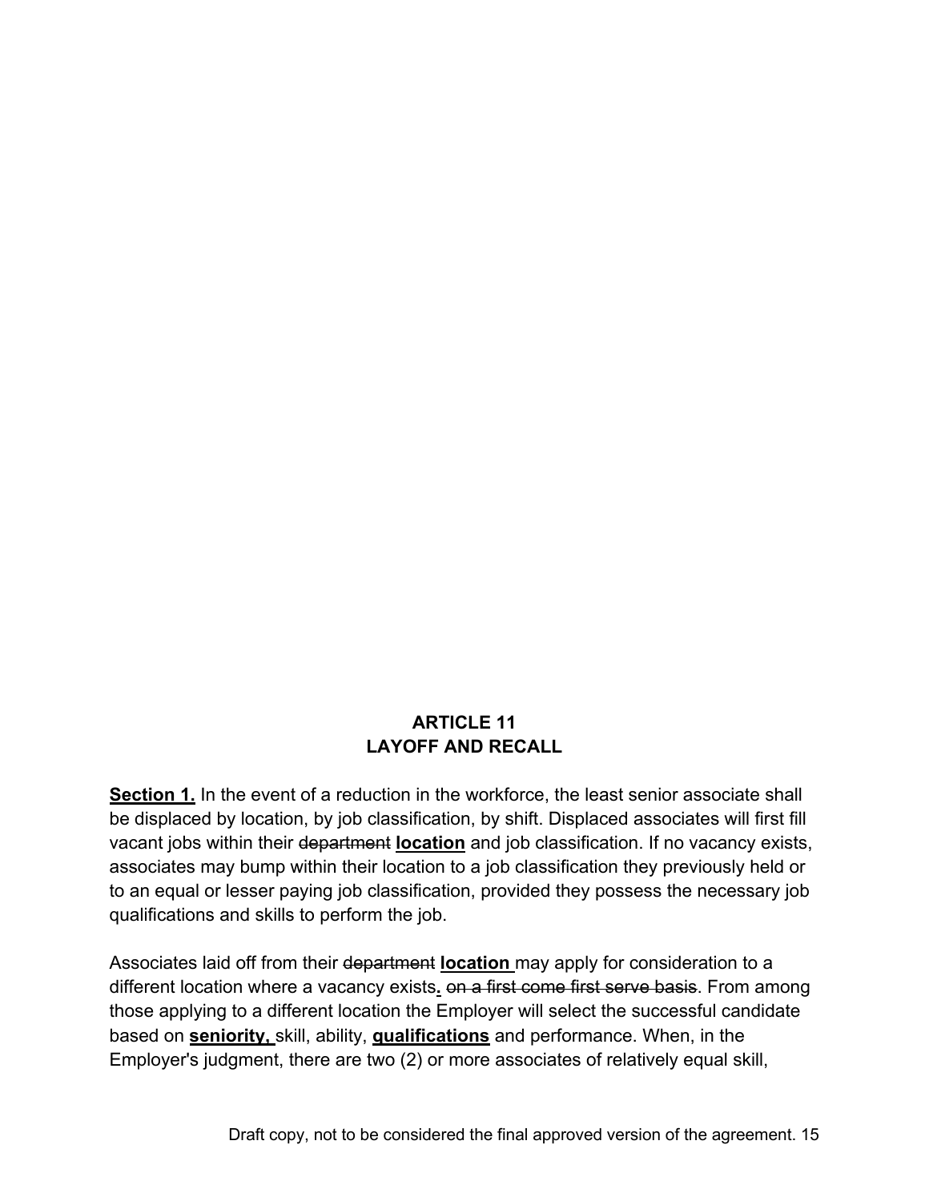## ARTICLE 11
## LAYOFF AND RECALL

**Section 1.** In the event of a reduction in the workforce, the least senior associate shall be displaced by location, by job classification, by shift. Displaced associates will first fill vacant jobs within their ~~department~~ **location** and job classification. If no vacancy exists, associates may bump within their location to a job classification they previously held or to an equal or lesser paying job classification, provided they possess the necessary job qualifications and skills to perform the job.

Associates laid off from their ~~department~~ **location** may apply for consideration to a different location where a vacancy exists**.** ~~on a first come first serve basis~~. From among those applying to a different location the Employer will select the successful candidate based on **seniority,** skill, ability, **qualifications** and performance. When, in the Employer's judgment, there are two (2) or more associates of relatively equal skill,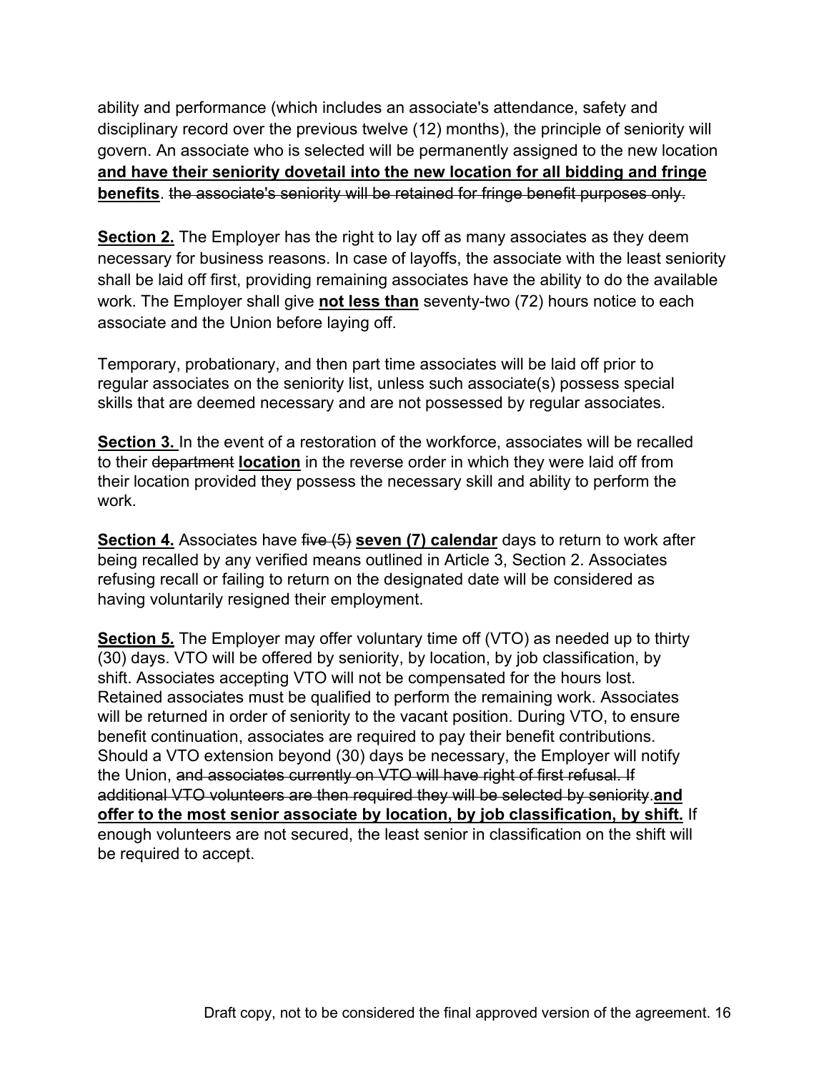ability and performance (which includes an associate's attendance, safety and disciplinary record over the previous twelve (12) months), the principle of seniority will govern. An associate who is selected will be permanently assigned to the new location **and have their seniority dovetail into the new location for all bidding and fringe benefits**. ~~the associate's seniority will be retained for fringe benefit purposes only.~~

**Section 2.** The Employer has the right to lay off as many associates as they deem necessary for business reasons. In case of layoffs, the associate with the least seniority shall be laid off first, providing remaining associates have the ability to do the available work. The Employer shall give **not less than** seventy-two (72) hours notice to each associate and the Union before laying off.

Temporary, probationary, and then part time associates will be laid off prior to regular associates on the seniority list, unless such associate(s) possess special skills that are deemed necessary and are not possessed by regular associates.

**Section 3.** In the event of a restoration of the workforce, associates will be recalled to their ~~department~~ **location** in the reverse order in which they were laid off from their location provided they possess the necessary skill and ability to perform the work.

**Section 4.** Associates have ~~five (5)~~ **seven (7) calendar** days to return to work after being recalled by any verified means outlined in Article 3, Section 2. Associates refusing recall or failing to return on the designated date will be considered as having voluntarily resigned their employment.

**Section 5.** The Employer may offer voluntary time off (VTO) as needed up to thirty (30) days. VTO will be offered by seniority, by location, by job classification, by shift. Associates accepting VTO will not be compensated for the hours lost. Retained associates must be qualified to perform the remaining work. Associates will be returned in order of seniority to the vacant position. During VTO, to ensure benefit continuation, associates are required to pay their benefit contributions. Should a VTO extension beyond (30) days be necessary, the Employer will notify the Union, ~~and associates currently on VTO will have right of first refusal. If additional VTO volunteers are then required they will be selected by seniority.~~**and offer to the most senior associate by location, by job classification, by shift.** If enough volunteers are not secured, the least senior in classification on the shift will be required to accept.

Draft copy, not to be considered the final approved version of the agreement.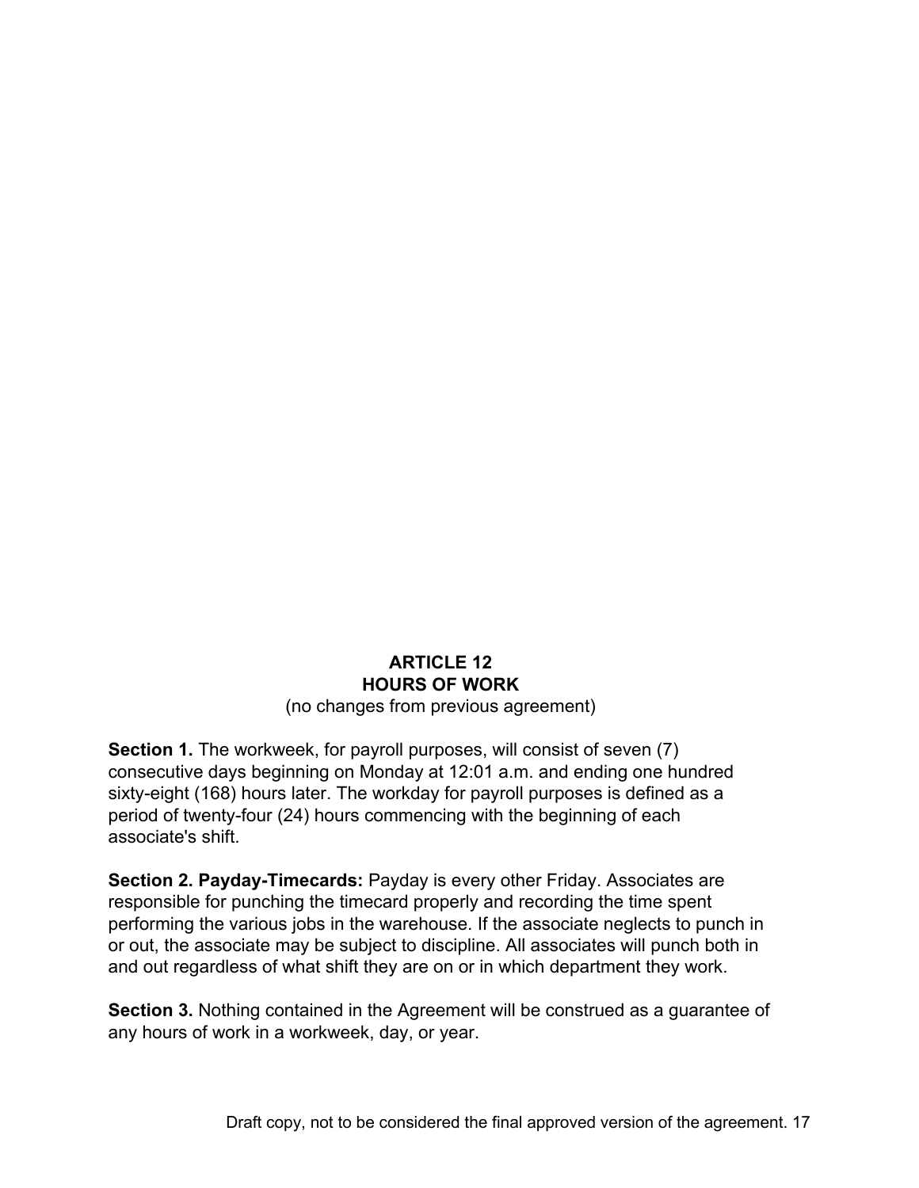# ARTICLE 12
# HOURS OF WORK

(no changes from previous agreement)

**Section 1.** The workweek, for payroll purposes, will consist of seven (7) consecutive days beginning on Monday at 12:01 a.m. and ending one hundred sixty-eight (168) hours later. The workday for payroll purposes is defined as a period of twenty-four (24) hours commencing with the beginning of each associate's shift.

**Section 2. Payday-Timecards:** Payday is every other Friday. Associates are responsible for punching the timecard properly and recording the time spent performing the various jobs in the warehouse. If the associate neglects to punch in or out, the associate may be subject to discipline. All associates will punch both in and out regardless of what shift they are on or in which department they work.

**Section 3.** Nothing contained in the Agreement will be construed as a guarantee of any hours of work in a workweek, day, or year.

Draft copy, not to be considered the final approved version of the agreement.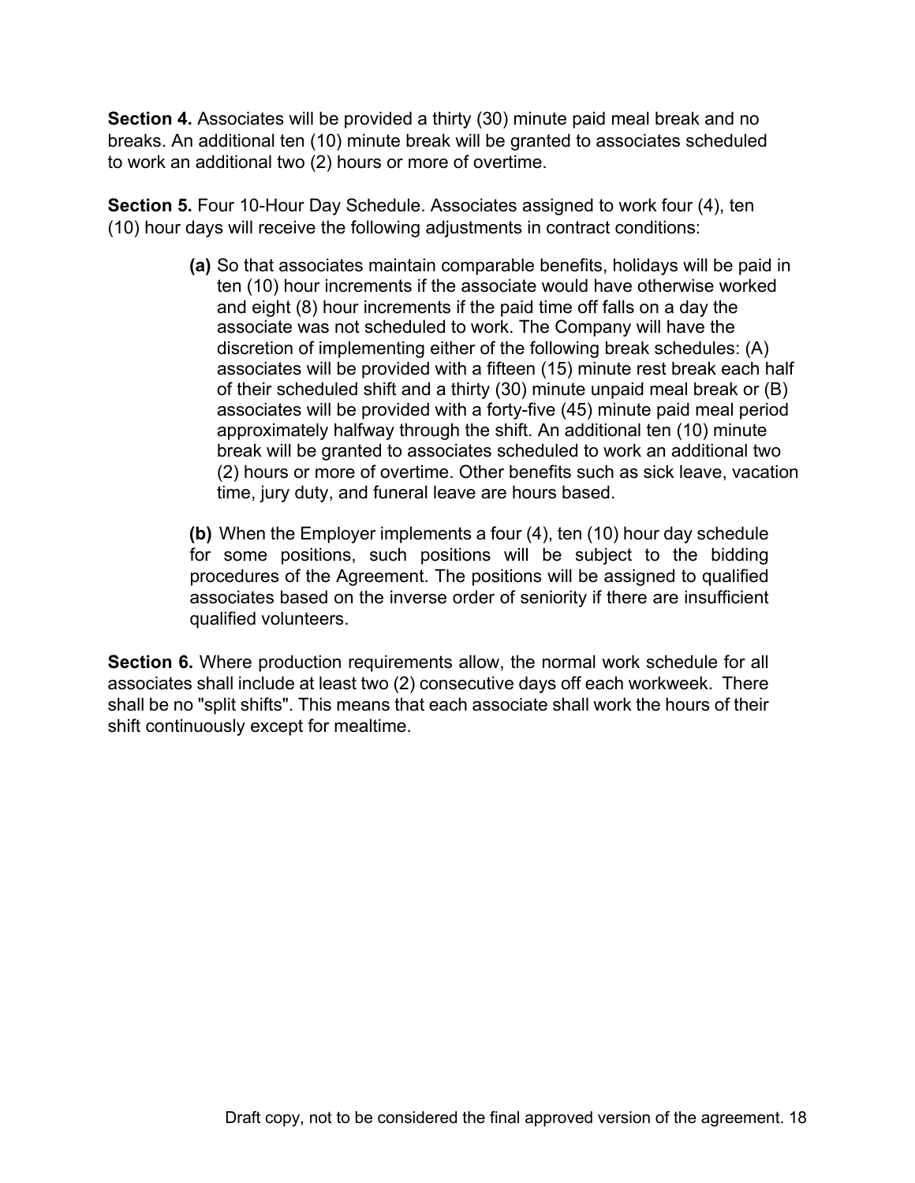**Section 4.** Associates will be provided a thirty (30) minute paid meal break and no breaks. An additional ten (10) minute break will be granted to associates scheduled to work an additional two (2) hours or more of overtime.

**Section 5.** Four 10-Hour Day Schedule. Associates assigned to work four (4), ten (10) hour days will receive the following adjustments in contract conditions:

> **(a)** So that associates maintain comparable benefits, holidays will be paid in ten (10) hour increments if the associate would have otherwise worked and eight (8) hour increments if the paid time off falls on a day the associate was not scheduled to work. The Company will have the discretion of implementing either of the following break schedules: (A) associates will be provided with a fifteen (15) minute rest break each half of their scheduled shift and a thirty (30) minute unpaid meal break or (B) associates will be provided with a forty-five (45) minute paid meal period approximately halfway through the shift. An additional ten (10) minute break will be granted to associates scheduled to work an additional two (2) hours or more of overtime. Other benefits such as sick leave, vacation time, jury duty, and funeral leave are hours based.
>
> **(b)** When the Employer implements a four (4), ten (10) hour day schedule for some positions, such positions will be subject to the bidding procedures of the Agreement. The positions will be assigned to qualified associates based on the inverse order of seniority if there are insufficient qualified volunteers.

**Section 6.** Where production requirements allow, the normal work schedule for all associates shall include at least two (2) consecutive days off each workweek. There shall be no "split shifts". This means that each associate shall work the hours of their shift continuously except for mealtime.

Draft copy, not to be considered the final approved version of the agreement.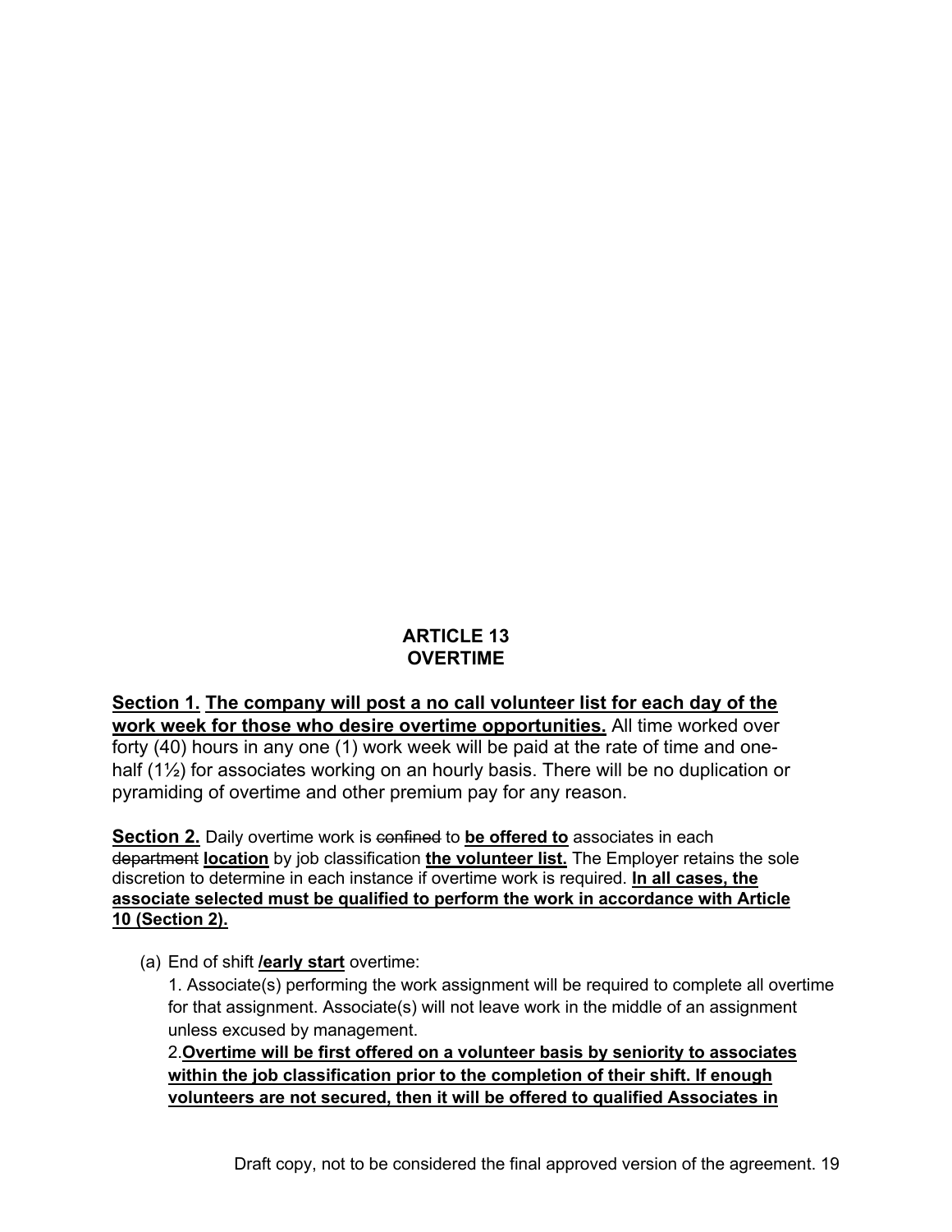## ARTICLE 13
## OVERTIME

**Section 1.** **The company will post a no call volunteer list for each day of the work week for those who desire overtime opportunities.** All time worked over forty (40) hours in any one (1) work week will be paid at the rate of time and one-half (1½) for associates working on an hourly basis. There will be no duplication or pyramiding of overtime and other premium pay for any reason.

**Section 2.** Daily overtime work is ~~confined~~ to **be offered to** associates in each ~~department~~ **location** by job classification **the volunteer list.** The Employer retains the sole discretion to determine in each instance if overtime work is required. **In all cases, the associate selected must be qualified to perform the work in accordance with Article 10 (Section 2).**

(a) End of shift **/early start** overtime:

1. Associate(s) performing the work assignment will be required to complete all overtime for that assignment. Associate(s) will not leave work in the middle of an assignment unless excused by management.

2. **Overtime will be first offered on a volunteer basis by seniority to associates within the job classification prior to the completion of their shift. If enough volunteers are not secured, then it will be offered to qualified Associates in**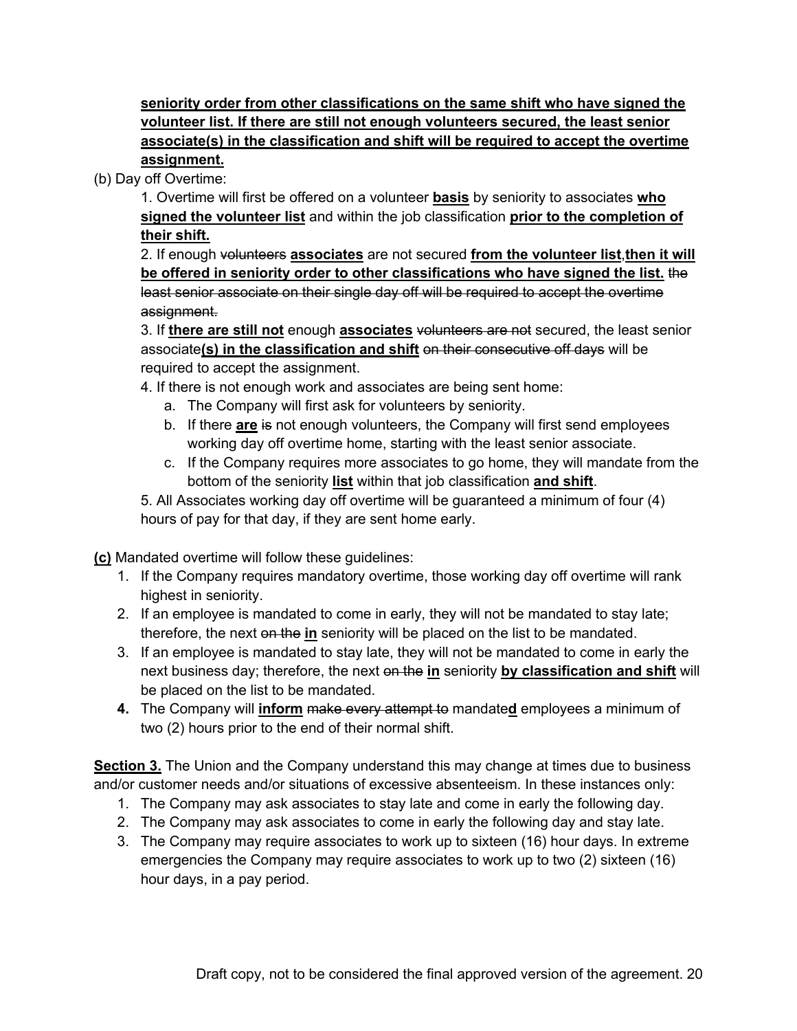**seniority order from other classifications on the same shift who have signed the volunteer list. If there are still not enough volunteers secured, the least senior associate(s) in the classification and shift will be required to accept the overtime assignment.**

(b) Day off Overtime:

1. Overtime will first be offered on a volunteer **basis** by seniority to associates **who signed the volunteer list** and within the job classification **prior to the completion of their shift.**
2. If enough ~~volunteers~~ **associates** are not secured **from the volunteer list**,**then it will be offered in seniority order to other classifications who have signed the list.** ~~the least senior associate on their single day off will be required to accept the overtime assignment.~~
3. If **there are still not** enough **associates** ~~volunteers are not~~ secured, the least senior associate**(s) in the classification and shift** ~~on their consecutive off days~~ will be required to accept the assignment.
4. If there is not enough work and associates are being sent home:
   a. The Company will first ask for volunteers by seniority.
   b. If there **are** ~~is~~ not enough volunteers, the Company will first send employees working day off overtime home, starting with the least senior associate.
   c. If the Company requires more associates to go home, they will mandate from the bottom of the seniority **list** within that job classification **and shift**.
5. All Associates working day off overtime will be guaranteed a minimum of four (4) hours of pay for that day, if they are sent home early.

**(c)** Mandated overtime will follow these guidelines:

1. If the Company requires mandatory overtime, those working day off overtime will rank highest in seniority.
2. If an employee is mandated to come in early, they will not be mandated to stay late; therefore, the next ~~on the~~ **in** seniority will be placed on the list to be mandated.
3. If an employee is mandated to stay late, they will not be mandated to come in early the next business day; therefore, the next ~~on the~~ **in** seniority **by classification and shift** will be placed on the list to be mandated.
4. The Company will **inform** ~~make every attempt to~~ mandate**d** employees a minimum of two (2) hours prior to the end of their normal shift.

**Section 3.** The Union and the Company understand this may change at times due to business and/or customer needs and/or situations of excessive absenteeism. In these instances only:

1. The Company may ask associates to stay late and come in early the following day.
2. The Company may ask associates to come in early the following day and stay late.
3. The Company may require associates to work up to sixteen (16) hour days. In extreme emergencies the Company may require associates to work up to two (2) sixteen (16) hour days, in a pay period.

Draft copy, not to be considered the final approved version of the agreement.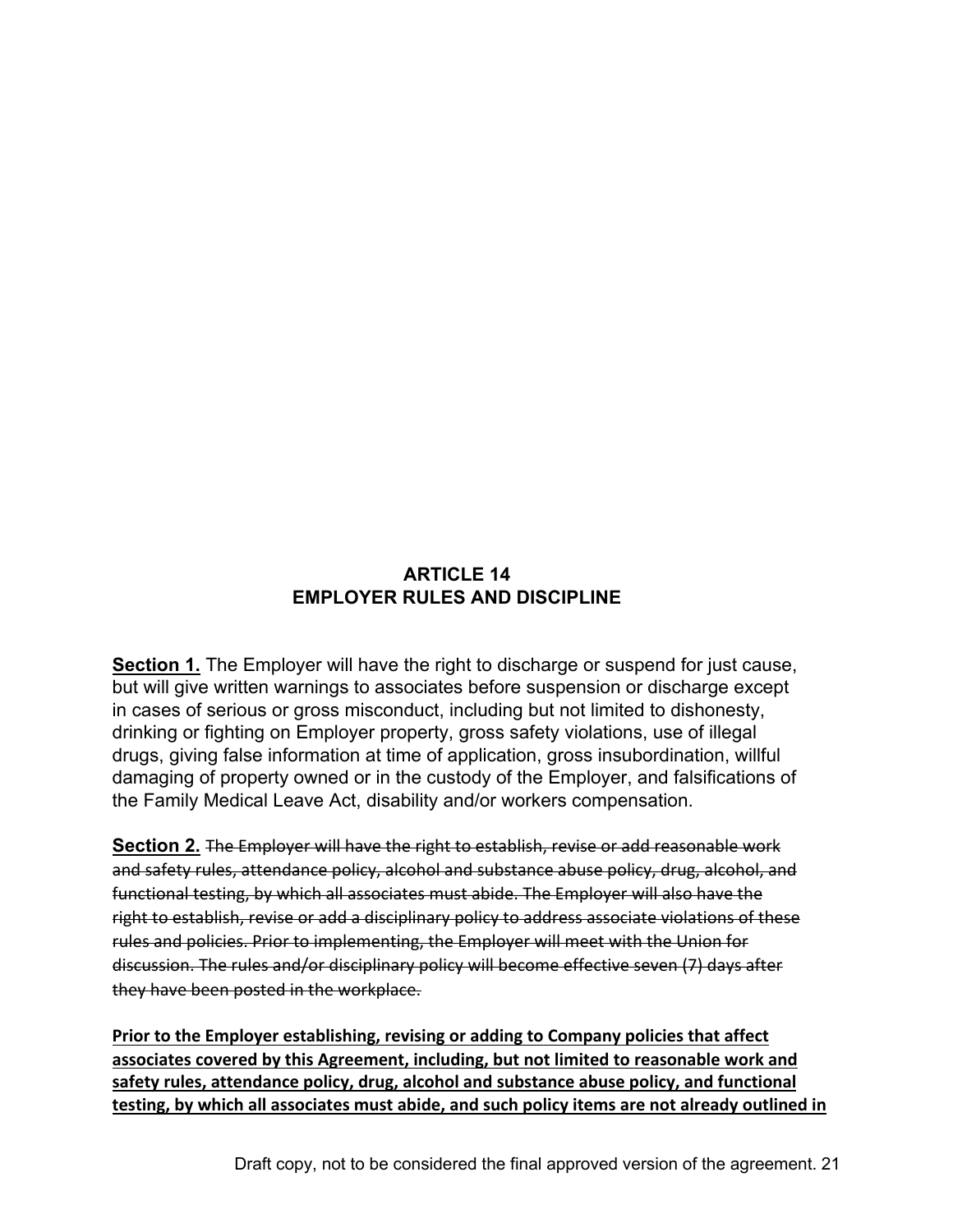## ARTICLE 14
## EMPLOYER RULES AND DISCIPLINE

**Section 1.** The Employer will have the right to discharge or suspend for just cause, but will give written warnings to associates before suspension or discharge except in cases of serious or gross misconduct, including but not limited to dishonesty, drinking or fighting on Employer property, gross safety violations, use of illegal drugs, giving false information at time of application, gross insubordination, willful damaging of property owned or in the custody of the Employer, and falsifications of the Family Medical Leave Act, disability and/or workers compensation.

**Section 2.** ~~The Employer will have the right to establish, revise or add reasonable work and safety rules, attendance policy, alcohol and substance abuse policy, drug, alcohol, and functional testing, by which all associates must abide. The Employer will also have the right to establish, revise or add a disciplinary policy to address associate violations of these rules and policies. Prior to implementing, the Employer will meet with the Union for discussion. The rules and/or disciplinary policy will become effective seven (7) days after they have been posted in the workplace.~~

**<u>Prior to the Employer establishing, revising or adding to Company policies that affect associates covered by this Agreement, including, but not limited to reasonable work and safety rules, attendance policy, drug, alcohol and substance abuse policy, and functional testing, by which all associates must abide, and such policy items are not already outlined in</u>**

Draft copy, not to be considered the final approved version of the agreement.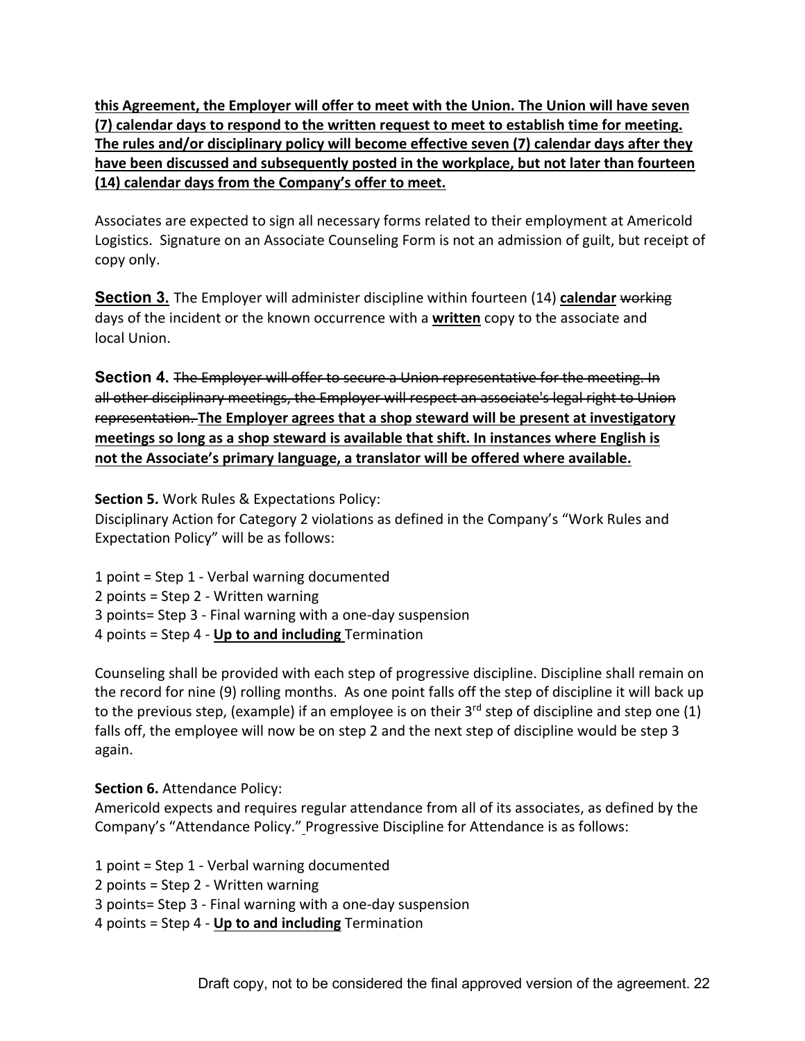**<u>this Agreement, the Employer will offer to meet with the Union. The Union will have seven (7) calendar days to respond to the written request to meet to establish time for meeting. The rules and/or disciplinary policy will become effective seven (7) calendar days after they have been discussed and subsequently posted in the workplace, but not later than fourteen (14) calendar days from the Company's offer to meet.</u>**

Associates are expected to sign all necessary forms related to their employment at Americold Logistics. Signature on an Associate Counseling Form is not an admission of guilt, but receipt of copy only.

**<u>Section 3.</u>** The Employer will administer discipline within fourteen (14) **<u>calendar</u>** ~~working~~ days of the incident or the known occurrence with a **<u>written</u>** copy to the associate and local Union.

**Section 4.** ~~The Employer will offer to secure a Union representative for the meeting. In all other disciplinary meetings, the Employer will respect an associate's legal right to Union representation.~~ **<u>The Employer agrees that a shop steward will be present at investigatory meetings so long as a shop steward is available that shift. In instances where English is not the Associate's primary language, a translator will be offered where available.</u>**

**Section 5.** Work Rules & Expectations Policy:
Disciplinary Action for Category 2 violations as defined in the Company's "Work Rules and Expectation Policy" will be as follows:

1 point = Step 1 - Verbal warning documented
2 points = Step 2 - Written warning
3 points= Step 3 - Final warning with a one-day suspension
4 points = Step 4 - **<u>Up to and including</u>** Termination

Counseling shall be provided with each step of progressive discipline. Discipline shall remain on the record for nine (9) rolling months. As one point falls off the step of discipline it will back up to the previous step, (example) if an employee is on their 3rd step of discipline and step one (1) falls off, the employee will now be on step 2 and the next step of discipline would be step 3 again.

**Section 6.** Attendance Policy:
Americold expects and requires regular attendance from all of its associates, as defined by the Company's "Attendance Policy." Progressive Discipline for Attendance is as follows:

1 point = Step 1 - Verbal warning documented
2 points = Step 2 - Written warning
3 points= Step 3 - Final warning with a one-day suspension
4 points = Step 4 - **<u>Up to and including</u>** Termination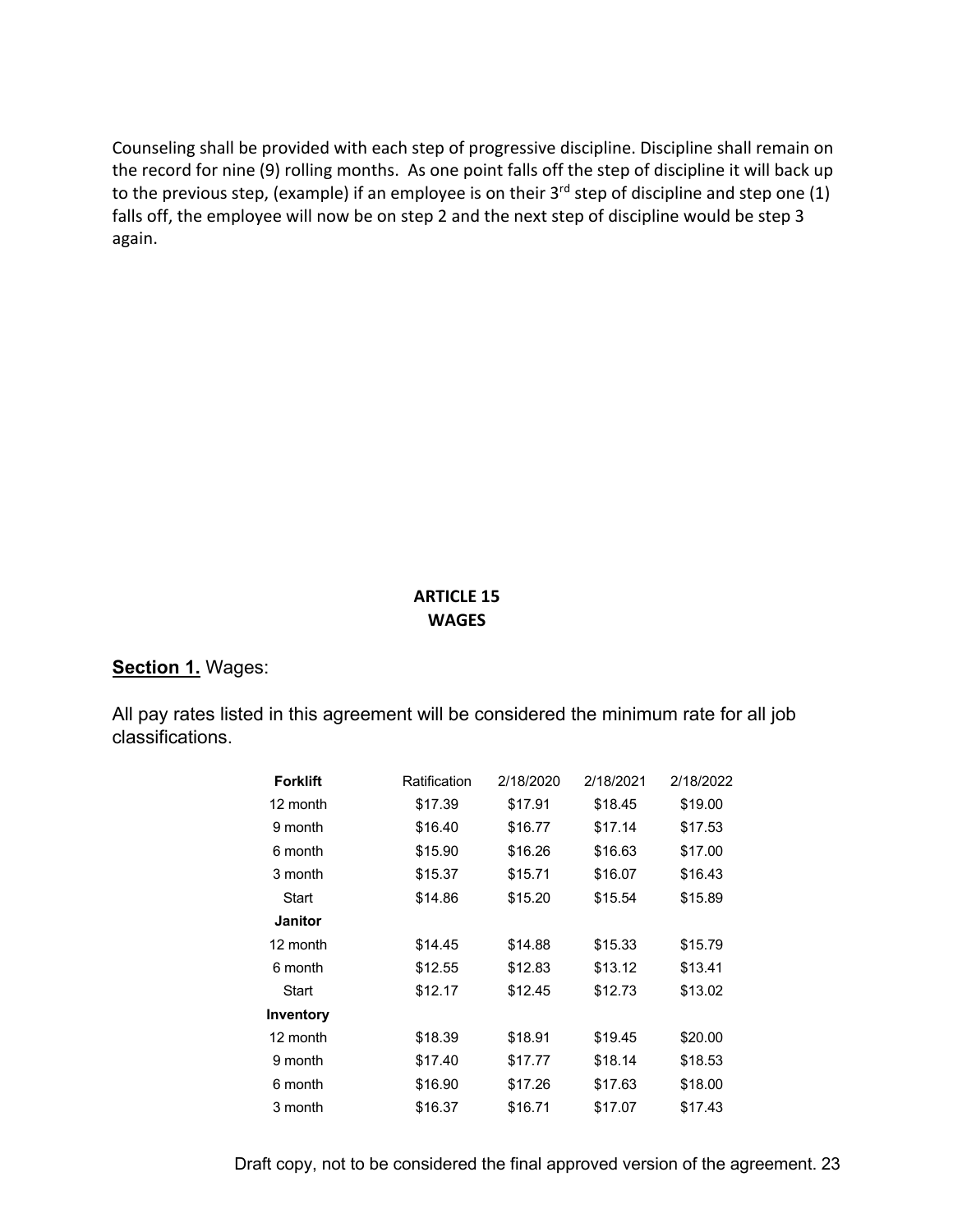Counseling shall be provided with each step of progressive discipline. Discipline shall remain on the record for nine (9) rolling months. As one point falls off the step of discipline it will back up to the previous step, (example) if an employee is on their 3rd step of discipline and step one (1) falls off, the employee will now be on step 2 and the next step of discipline would be step 3 again.

## ARTICLE 15
## WAGES

**Section 1.** Wages:

All pay rates listed in this agreement will be considered the minimum rate for all job classifications.

| **Forklift** | Ratification | 2/18/2020 | 2/18/2021 | 2/18/2022 |
|---|---|---|---|---|
| 12 month | $17.39 | $17.91 | $18.45 | $19.00 |
| 9 month | $16.40 | $16.77 | $17.14 | $17.53 |
| 6 month | $15.90 | $16.26 | $16.63 | $17.00 |
| 3 month | $15.37 | $15.71 | $16.07 | $16.43 |
| Start | $14.86 | $15.20 | $15.54 | $15.89 |
| **Janitor** | | | | |
| 12 month | $14.45 | $14.88 | $15.33 | $15.79 |
| 6 month | $12.55 | $12.83 | $13.12 | $13.41 |
| Start | $12.17 | $12.45 | $12.73 | $13.02 |
| **Inventory** | | | | |
| 12 month | $18.39 | $18.91 | $19.45 | $20.00 |
| 9 month | $17.40 | $17.77 | $18.14 | $18.53 |
| 6 month | $16.90 | $17.26 | $17.63 | $18.00 |
| 3 month | $16.37 | $16.71 | $17.07 | $17.43 |

Draft copy, not to be considered the final approved version of the agreement.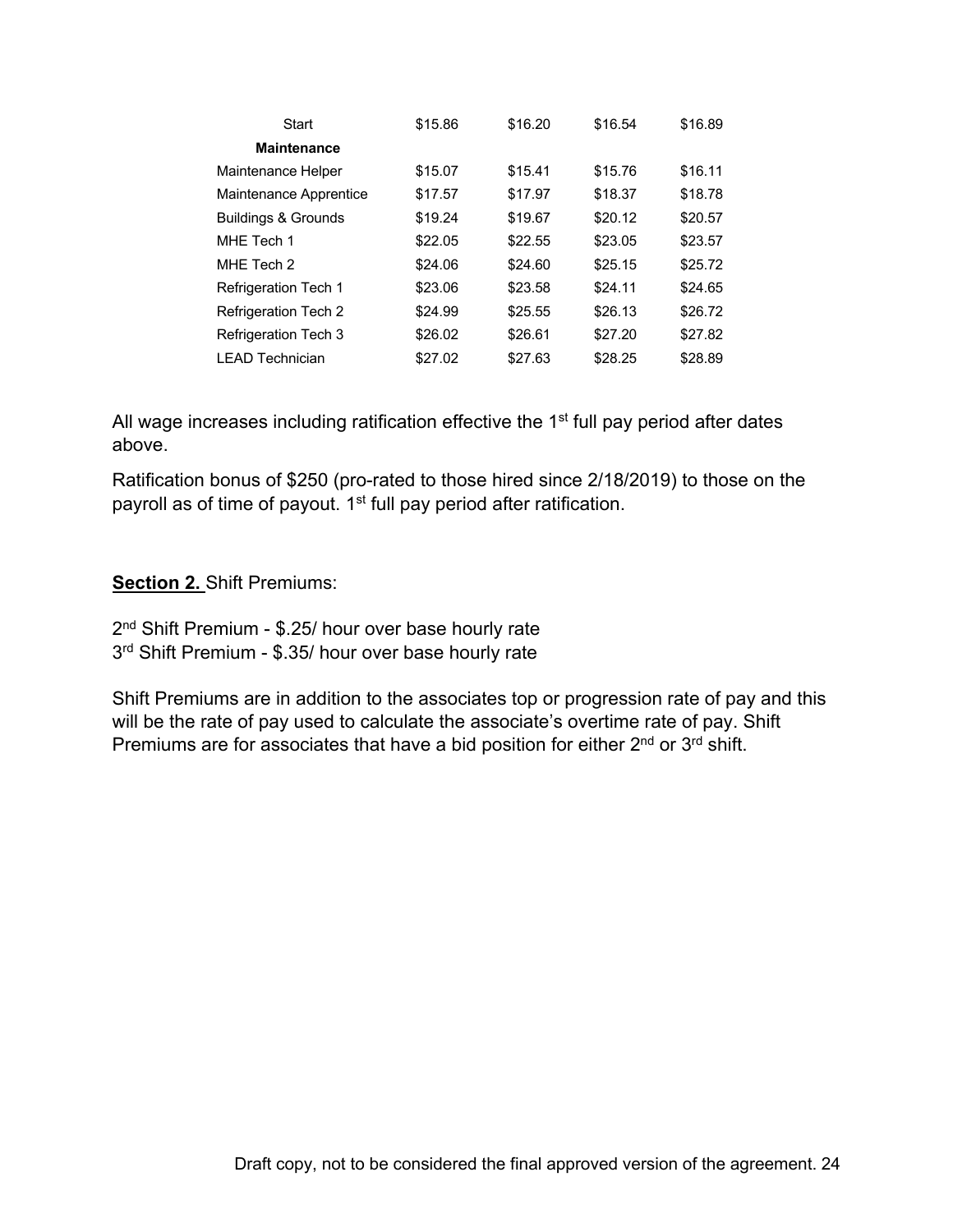| | | | | |
|---|---|---|---|---|
| Start | $15.86 | $16.20 | $16.54 | $16.89 |
| **Maintenance** | | | | |
| Maintenance Helper | $15.07 | $15.41 | $15.76 | $16.11 |
| Maintenance Apprentice | $17.57 | $17.97 | $18.37 | $18.78 |
| Buildings & Grounds | $19.24 | $19.67 | $20.12 | $20.57 |
| MHE Tech 1 | $22.05 | $22.55 | $23.05 | $23.57 |
| MHE Tech 2 | $24.06 | $24.60 | $25.15 | $25.72 |
| Refrigeration Tech 1 | $23.06 | $23.58 | $24.11 | $24.65 |
| Refrigeration Tech 2 | $24.99 | $25.55 | $26.13 | $26.72 |
| Refrigeration Tech 3 | $26.02 | $26.61 | $27.20 | $27.82 |
| LEAD Technician | $27.02 | $27.63 | $28.25 | $28.89 |

All wage increases including ratification effective the 1st full pay period after dates above.

Ratification bonus of $250 (pro-rated to those hired since 2/18/2019) to those on the payroll as of time of payout. 1st full pay period after ratification.

**Section 2.** Shift Premiums:

2nd Shift Premium - $.25/ hour over base hourly rate
3rd Shift Premium - $.35/ hour over base hourly rate

Shift Premiums are in addition to the associates top or progression rate of pay and this will be the rate of pay used to calculate the associate's overtime rate of pay. Shift Premiums are for associates that have a bid position for either 2nd or 3rd shift.

Draft copy, not to be considered the final approved version of the agreement.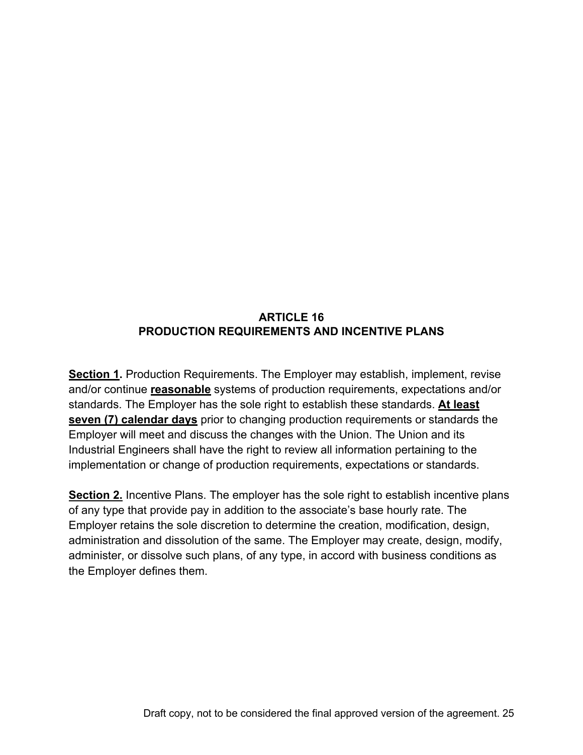## ARTICLE 16
## PRODUCTION REQUIREMENTS AND INCENTIVE PLANS

<u>**Section 1**</u>**.** Production Requirements. The Employer may establish, implement, revise and/or continue <u>**reasonable**</u> systems of production requirements, expectations and/or standards. The Employer has the sole right to establish these standards. <u>**At least seven (7) calendar days**</u> prior to changing production requirements or standards the Employer will meet and discuss the changes with the Union. The Union and its Industrial Engineers shall have the right to review all information pertaining to the implementation or change of production requirements, expectations or standards.

<u>**Section 2.**</u> Incentive Plans. The employer has the sole right to establish incentive plans of any type that provide pay in addition to the associate's base hourly rate. The Employer retains the sole discretion to determine the creation, modification, design, administration and dissolution of the same. The Employer may create, design, modify, administer, or dissolve such plans, of any type, in accord with business conditions as the Employer defines them.

Draft copy, not to be considered the final approved version of the agreement.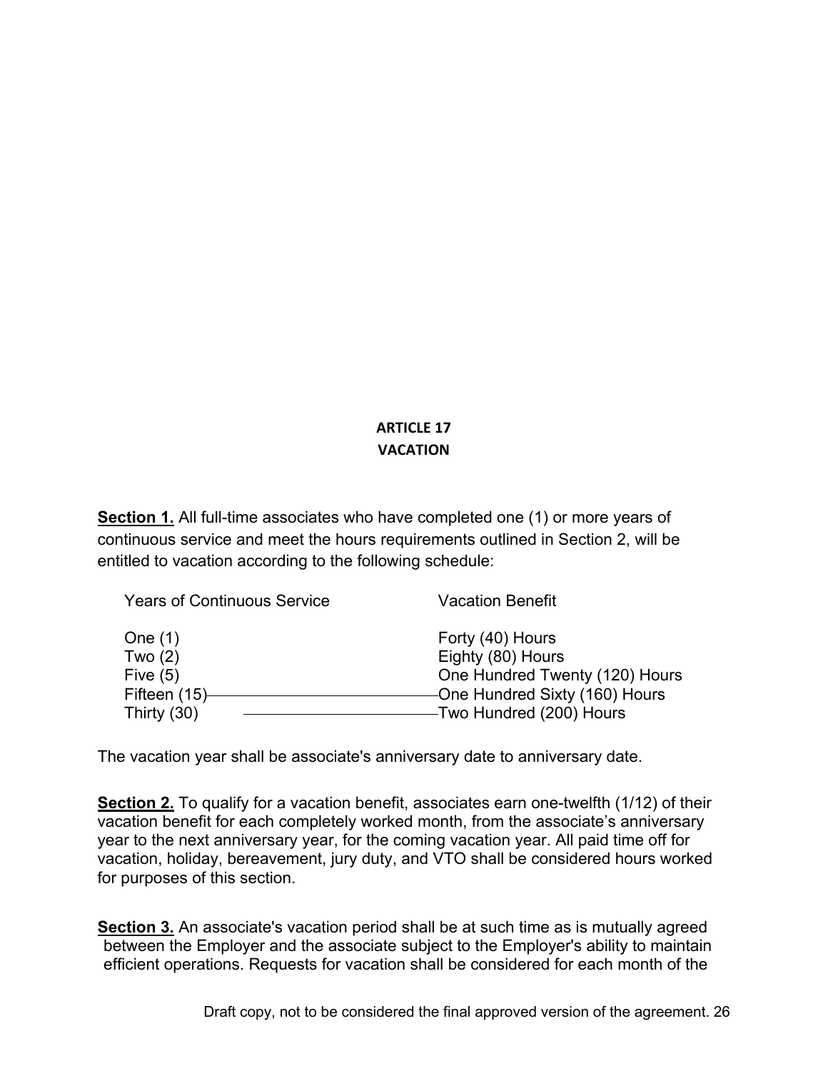## ARTICLE 17
## VACATION

**Section 1.** All full-time associates who have completed one (1) or more years of continuous service and meet the hours requirements outlined in Section 2, will be entitled to vacation according to the following schedule:

| Years of Continuous Service | Vacation Benefit |
|---|---|
| One (1) | Forty (40) Hours |
| Two (2) | Eighty (80) Hours |
| Five (5) | One Hundred Twenty (120) Hours |
| Fifteen (15) | One Hundred Sixty (160) Hours |
| Thirty (30) | Two Hundred (200) Hours |

The vacation year shall be associate's anniversary date to anniversary date.

**Section 2.** To qualify for a vacation benefit, associates earn one-twelfth (1/12) of their vacation benefit for each completely worked month, from the associate's anniversary year to the next anniversary year, for the coming vacation year. All paid time off for vacation, holiday, bereavement, jury duty, and VTO shall be considered hours worked for purposes of this section.

**Section 3.** An associate's vacation period shall be at such time as is mutually agreed between the Employer and the associate subject to the Employer's ability to maintain efficient operations. Requests for vacation shall be considered for each month of the

Draft copy, not to be considered the final approved version of the agreement.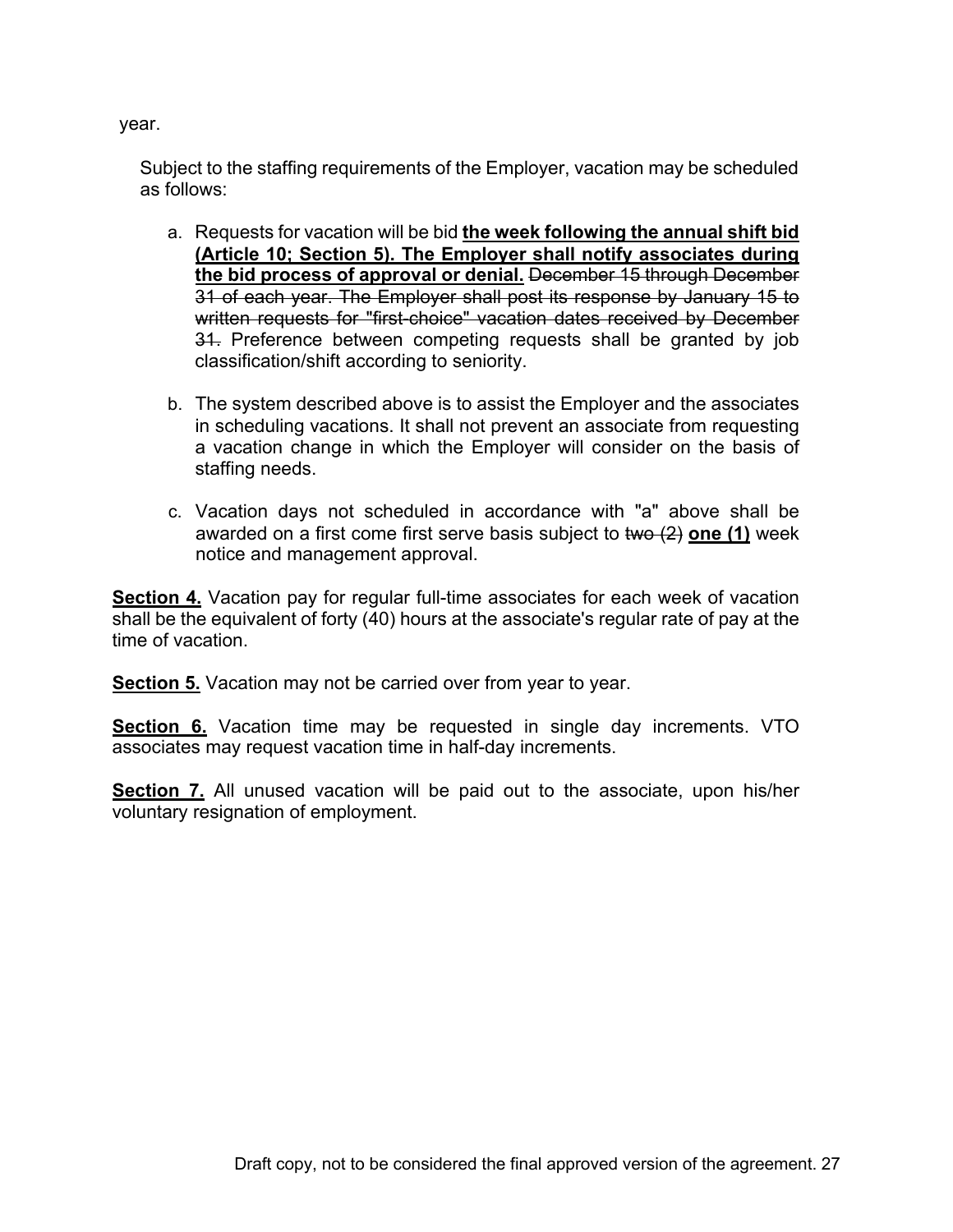year.

Subject to the staffing requirements of the Employer, vacation may be scheduled as follows:

a. Requests for vacation will be bid **<u>the week following the annual shift bid (Article 10; Section 5). The Employer shall notify associates during the bid process of approval or denial.</u>** ~~December 15 through December 31 of each year. The Employer shall post its response by January 15 to written requests for "first-choice" vacation dates received by December 31.~~ Preference between competing requests shall be granted by job classification/shift according to seniority.

b. The system described above is to assist the Employer and the associates in scheduling vacations. It shall not prevent an associate from requesting a vacation change in which the Employer will consider on the basis of staffing needs.

c. Vacation days not scheduled in accordance with "a" above shall be awarded on a first come first serve basis subject to ~~two (2)~~ **<u>one (1)</u>** week notice and management approval.

**<u>Section 4.</u>** Vacation pay for regular full-time associates for each week of vacation shall be the equivalent of forty (40) hours at the associate's regular rate of pay at the time of vacation.

**<u>Section 5.</u>** Vacation may not be carried over from year to year.

**<u>Section 6.</u>** Vacation time may be requested in single day increments. VTO associates may request vacation time in half-day increments.

**<u>Section 7.</u>** All unused vacation will be paid out to the associate, upon his/her voluntary resignation of employment.

Draft copy, not to be considered the final approved version of the agreement.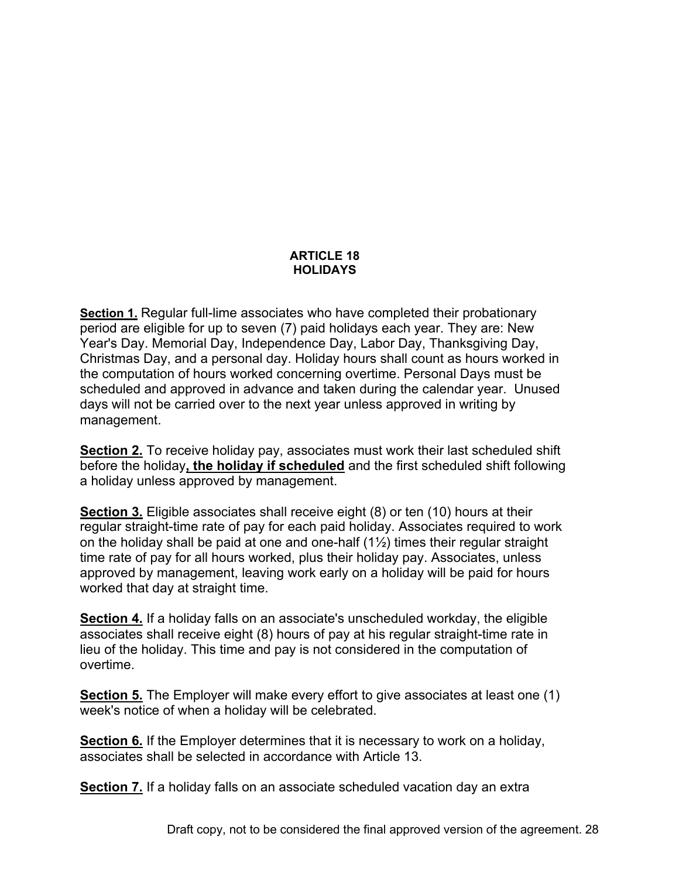**ARTICLE 18**
**HOLIDAYS**

**Section 1.** Regular full-lime associates who have completed their probationary period are eligible for up to seven (7) paid holidays each year. They are: New Year's Day. Memorial Day, Independence Day, Labor Day, Thanksgiving Day, Christmas Day, and a personal day. Holiday hours shall count as hours worked in the computation of hours worked concerning overtime. Personal Days must be scheduled and approved in advance and taken during the calendar year. Unused days will not be carried over to the next year unless approved in writing by management.

**Section 2.** To receive holiday pay, associates must work their last scheduled shift before the holiday**, the holiday if scheduled** and the first scheduled shift following a holiday unless approved by management.

**Section 3.** Eligible associates shall receive eight (8) or ten (10) hours at their regular straight-time rate of pay for each paid holiday. Associates required to work on the holiday shall be paid at one and one-half (1½) times their regular straight time rate of pay for all hours worked, plus their holiday pay. Associates, unless approved by management, leaving work early on a holiday will be paid for hours worked that day at straight time.

**Section 4.** If a holiday falls on an associate's unscheduled workday, the eligible associates shall receive eight (8) hours of pay at his regular straight-time rate in lieu of the holiday. This time and pay is not considered in the computation of overtime.

**Section 5.** The Employer will make every effort to give associates at least one (1) week's notice of when a holiday will be celebrated.

**Section 6.** If the Employer determines that it is necessary to work on a holiday, associates shall be selected in accordance with Article 13.

**Section 7.** If a holiday falls on an associate scheduled vacation day an extra

Draft copy, not to be considered the final approved version of the agreement.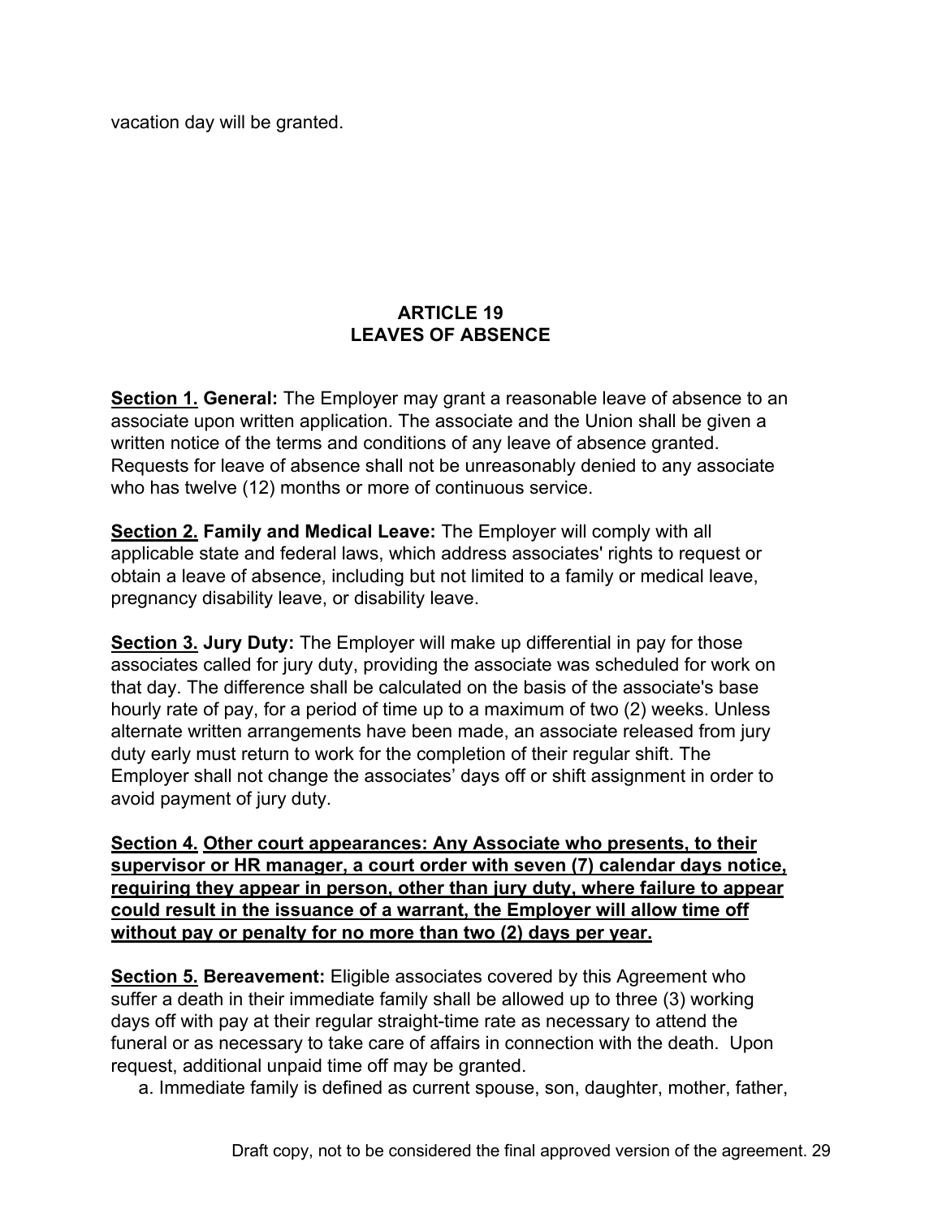vacation day will be granted.

## ARTICLE 19
## LEAVES OF ABSENCE

**<u>Section 1.</u> General:** The Employer may grant a reasonable leave of absence to an associate upon written application. The associate and the Union shall be given a written notice of the terms and conditions of any leave of absence granted. Requests for leave of absence shall not be unreasonably denied to any associate who has twelve (12) months or more of continuous service.

**<u>Section 2.</u> Family and Medical Leave:** The Employer will comply with all applicable state and federal laws, which address associates' rights to request or obtain a leave of absence, including but not limited to a family or medical leave, pregnancy disability leave, or disability leave.

**<u>Section 3.</u> Jury Duty:** The Employer will make up differential in pay for those associates called for jury duty, providing the associate was scheduled for work on that day. The difference shall be calculated on the basis of the associate's base hourly rate of pay, for a period of time up to a maximum of two (2) weeks. Unless alternate written arrangements have been made, an associate released from jury duty early must return to work for the completion of their regular shift. The Employer shall not change the associates' days off or shift assignment in order to avoid payment of jury duty.

**<u>Section 4. Other court appearances: Any Associate who presents, to their supervisor or HR manager, a court order with seven (7) calendar days notice, requiring they appear in person, other than jury duty, where failure to appear could result in the issuance of a warrant, the Employer will allow time off without pay or penalty for no more than two (2) days per year.</u>**

**<u>Section 5.</u> Bereavement:** Eligible associates covered by this Agreement who suffer a death in their immediate family shall be allowed up to three (3) working days off with pay at their regular straight-time rate as necessary to attend the funeral or as necessary to take care of affairs in connection with the death. Upon request, additional unpaid time off may be granted.

a. Immediate family is defined as current spouse, son, daughter, mother, father,

Draft copy, not to be considered the final approved version of the agreement.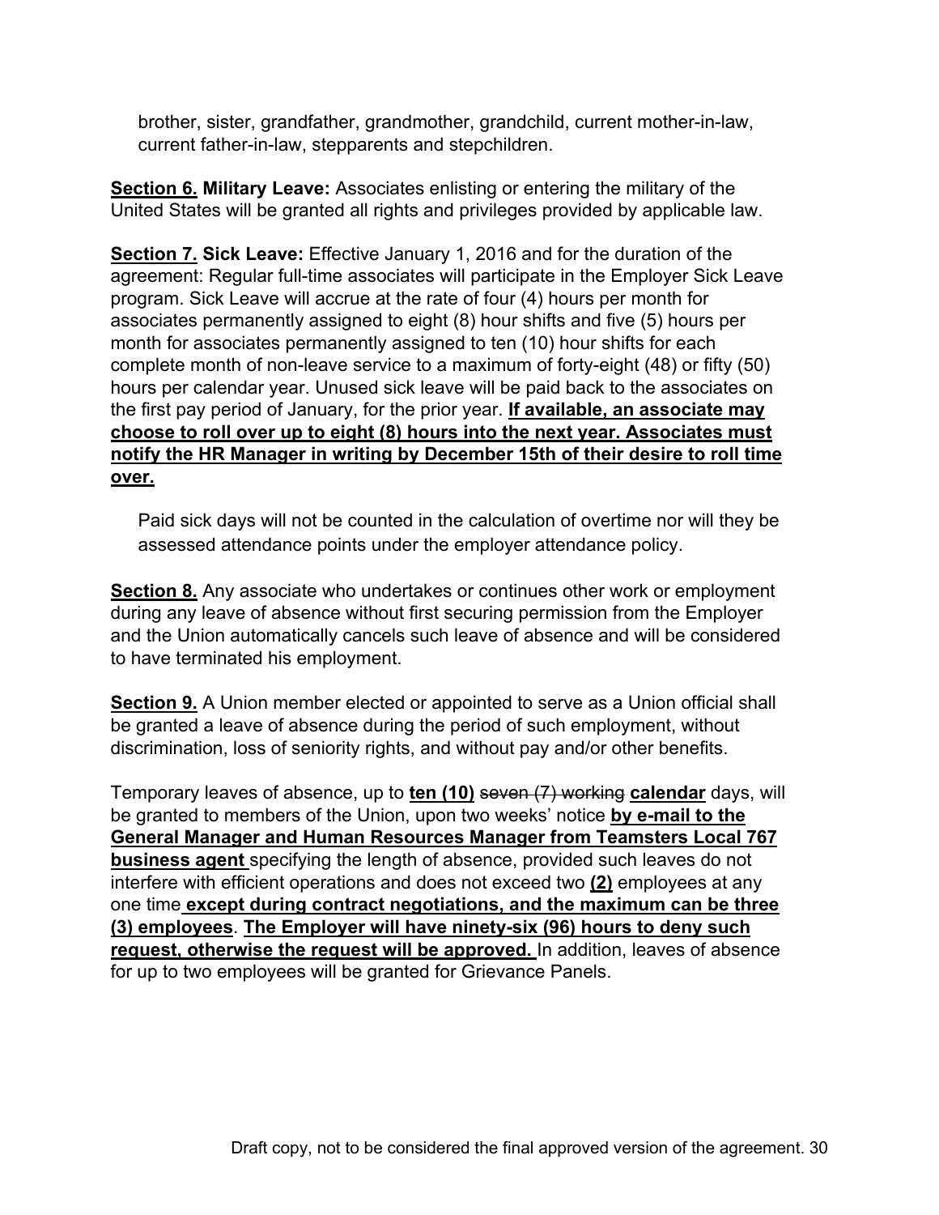brother, sister, grandfather, grandmother, grandchild, current mother-in-law, current father-in-law, stepparents and stepchildren.

<u>**Section 6.**</u> **Military Leave:** Associates enlisting or entering the military of the United States will be granted all rights and privileges provided by applicable law.

<u>**Section 7.**</u> **Sick Leave:** Effective January 1, 2016 and for the duration of the agreement: Regular full-time associates will participate in the Employer Sick Leave program. Sick Leave will accrue at the rate of four (4) hours per month for associates permanently assigned to eight (8) hour shifts and five (5) hours per month for associates permanently assigned to ten (10) hour shifts for each complete month of non-leave service to a maximum of forty-eight (48) or fifty (50) hours per calendar year. Unused sick leave will be paid back to the associates on the first pay period of January, for the prior year. <u>**If available, an associate may choose to roll over up to eight (8) hours into the next year. Associates must notify the HR Manager in writing by December 15th of their desire to roll time over.**</u>

Paid sick days will not be counted in the calculation of overtime nor will they be assessed attendance points under the employer attendance policy.

<u>**Section 8.**</u> Any associate who undertakes or continues other work or employment during any leave of absence without first securing permission from the Employer and the Union automatically cancels such leave of absence and will be considered to have terminated his employment.

<u>**Section 9.**</u> A Union member elected or appointed to serve as a Union official shall be granted a leave of absence during the period of such employment, without discrimination, loss of seniority rights, and without pay and/or other benefits.

Temporary leaves of absence, up to <u>**ten (10)**</u> ~~seven (7) working~~ <u>**calendar**</u> days, will be granted to members of the Union, upon two weeks' notice <u>**by e-mail to the General Manager and Human Resources Manager from Teamsters Local 767 business agent**</u> specifying the length of absence, provided such leaves do not interfere with efficient operations and does not exceed two <u>**(2)**</u> employees at any one time <u>**except during contract negotiations, and the maximum can be three (3) employees**</u>. <u>**The Employer will have ninety-six (96) hours to deny such request, otherwise the request will be approved.**</u> In addition, leaves of absence for up to two employees will be granted for Grievance Panels.

Draft copy, not to be considered the final approved version of the agreement.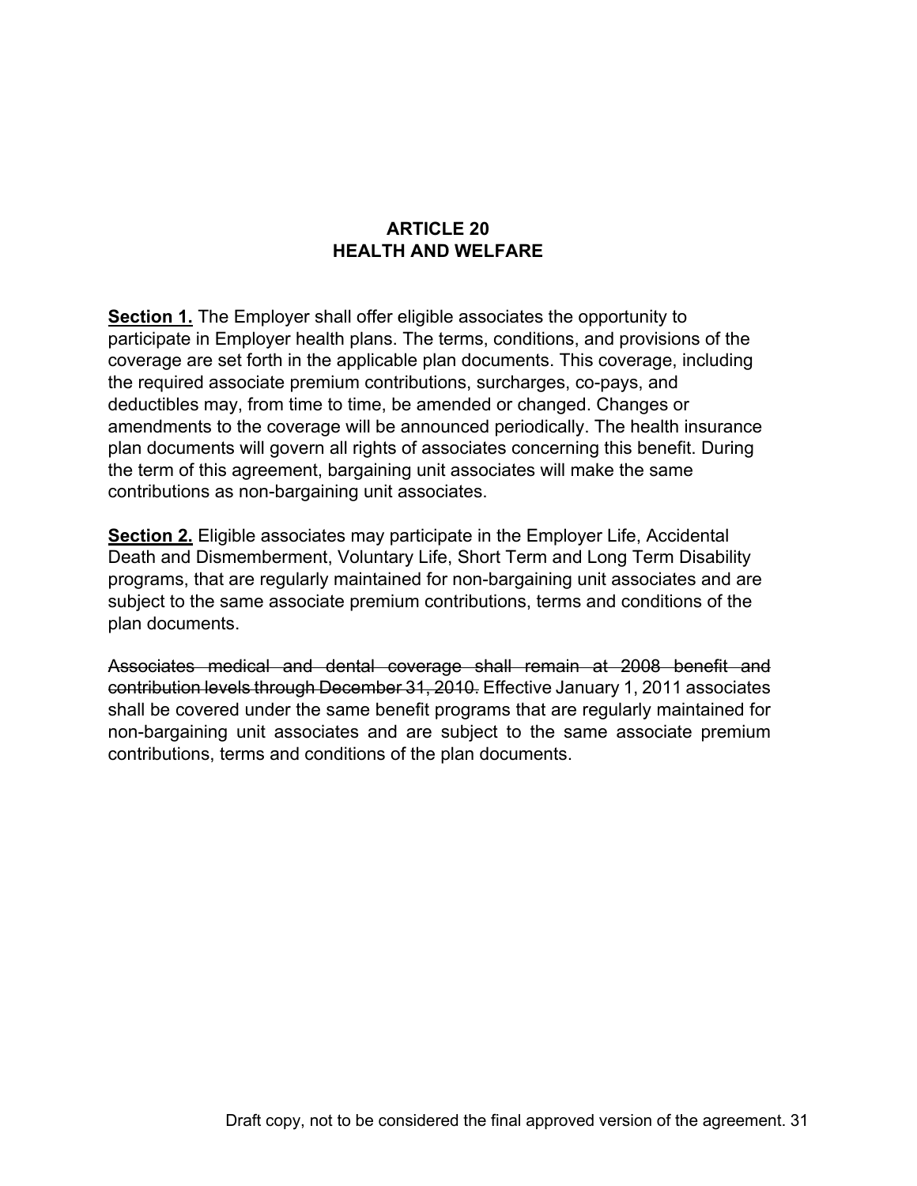# ARTICLE 20
# HEALTH AND WELFARE

**<u>Section 1.</u>** The Employer shall offer eligible associates the opportunity to participate in Employer health plans. The terms, conditions, and provisions of the coverage are set forth in the applicable plan documents. This coverage, including the required associate premium contributions, surcharges, co-pays, and deductibles may, from time to time, be amended or changed. Changes or amendments to the coverage will be announced periodically. The health insurance plan documents will govern all rights of associates concerning this benefit. During the term of this agreement, bargaining unit associates will make the same contributions as non-bargaining unit associates.

**<u>Section 2.</u>** Eligible associates may participate in the Employer Life, Accidental Death and Dismemberment, Voluntary Life, Short Term and Long Term Disability programs, that are regularly maintained for non-bargaining unit associates and are subject to the same associate premium contributions, terms and conditions of the plan documents.

~~Associates medical and dental coverage shall remain at 2008 benefit and contribution levels through December 31, 2010.~~ Effective January 1, 2011 associates shall be covered under the same benefit programs that are regularly maintained for non-bargaining unit associates and are subject to the same associate premium contributions, terms and conditions of the plan documents.

Draft copy, not to be considered the final approved version of the agreement.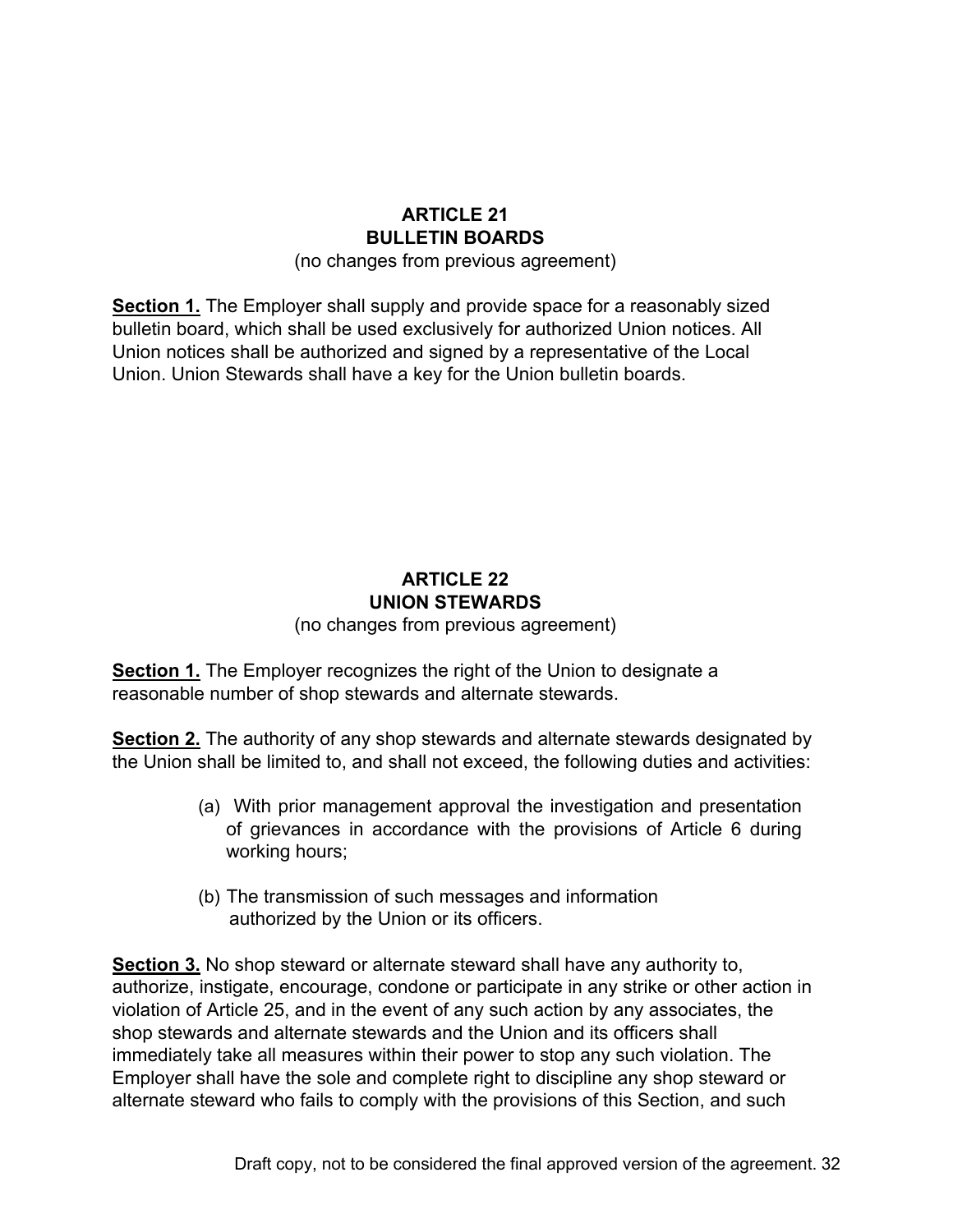## ARTICLE 21
## BULLETIN BOARDS

(no changes from previous agreement)

**Section 1.** The Employer shall supply and provide space for a reasonably sized bulletin board, which shall be used exclusively for authorized Union notices. All Union notices shall be authorized and signed by a representative of the Local Union. Union Stewards shall have a key for the Union bulletin boards.

## ARTICLE 22
## UNION STEWARDS

(no changes from previous agreement)

**Section 1.** The Employer recognizes the right of the Union to designate a reasonable number of shop stewards and alternate stewards.

**Section 2.** The authority of any shop stewards and alternate stewards designated by the Union shall be limited to, and shall not exceed, the following duties and activities:

(a) With prior management approval the investigation and presentation of grievances in accordance with the provisions of Article 6 during working hours;

(b) The transmission of such messages and information authorized by the Union or its officers.

**Section 3.** No shop steward or alternate steward shall have any authority to, authorize, instigate, encourage, condone or participate in any strike or other action in violation of Article 25, and in the event of any such action by any associates, the shop stewards and alternate stewards and the Union and its officers shall immediately take all measures within their power to stop any such violation. The Employer shall have the sole and complete right to discipline any shop steward or alternate steward who fails to comply with the provisions of this Section, and such

Draft copy, not to be considered the final approved version of the agreement.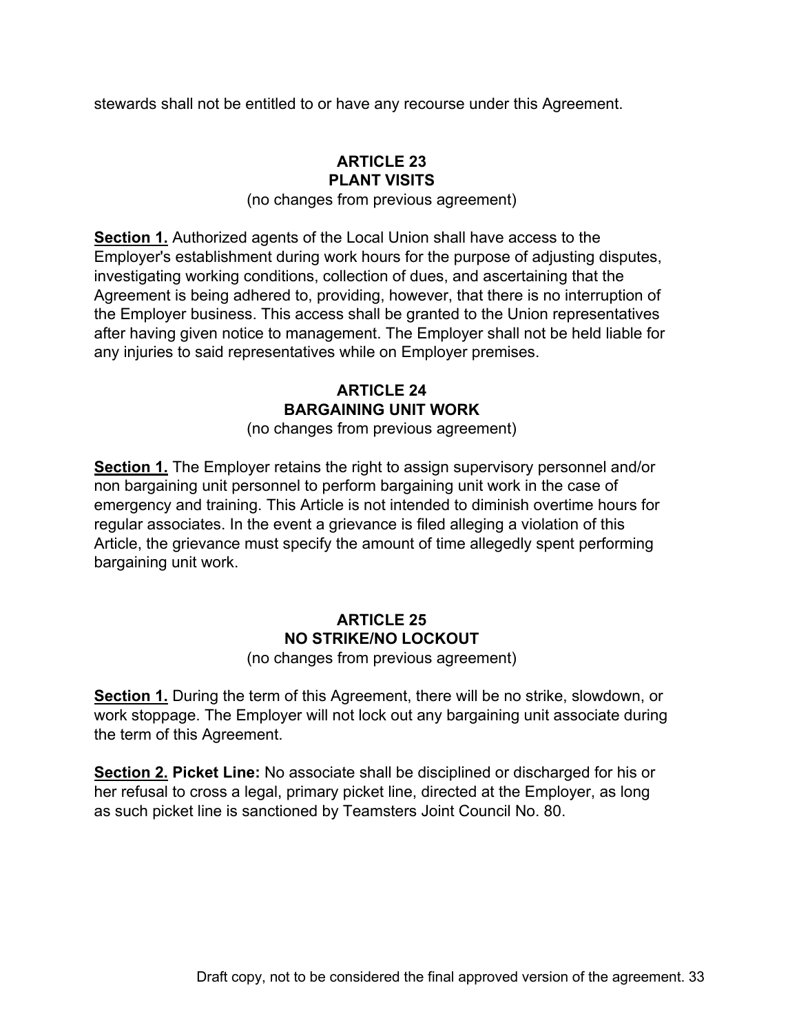stewards shall not be entitled to or have any recourse under this Agreement.

## ARTICLE 23
## PLANT VISITS

(no changes from previous agreement)

**Section 1.** Authorized agents of the Local Union shall have access to the Employer's establishment during work hours for the purpose of adjusting disputes, investigating working conditions, collection of dues, and ascertaining that the Agreement is being adhered to, providing, however, that there is no interruption of the Employer business. This access shall be granted to the Union representatives after having given notice to management. The Employer shall not be held liable for any injuries to said representatives while on Employer premises.

## ARTICLE 24
## BARGAINING UNIT WORK

(no changes from previous agreement)

**Section 1.** The Employer retains the right to assign supervisory personnel and/or non bargaining unit personnel to perform bargaining unit work in the case of emergency and training. This Article is not intended to diminish overtime hours for regular associates. In the event a grievance is filed alleging a violation of this Article, the grievance must specify the amount of time allegedly spent performing bargaining unit work.

## ARTICLE 25
## NO STRIKE/NO LOCKOUT

(no changes from previous agreement)

**Section 1.** During the term of this Agreement, there will be no strike, slowdown, or work stoppage. The Employer will not lock out any bargaining unit associate during the term of this Agreement.

**Section 2. Picket Line:** No associate shall be disciplined or discharged for his or her refusal to cross a legal, primary picket line, directed at the Employer, as long as such picket line is sanctioned by Teamsters Joint Council No. 80.

Draft copy, not to be considered the final approved version of the agreement.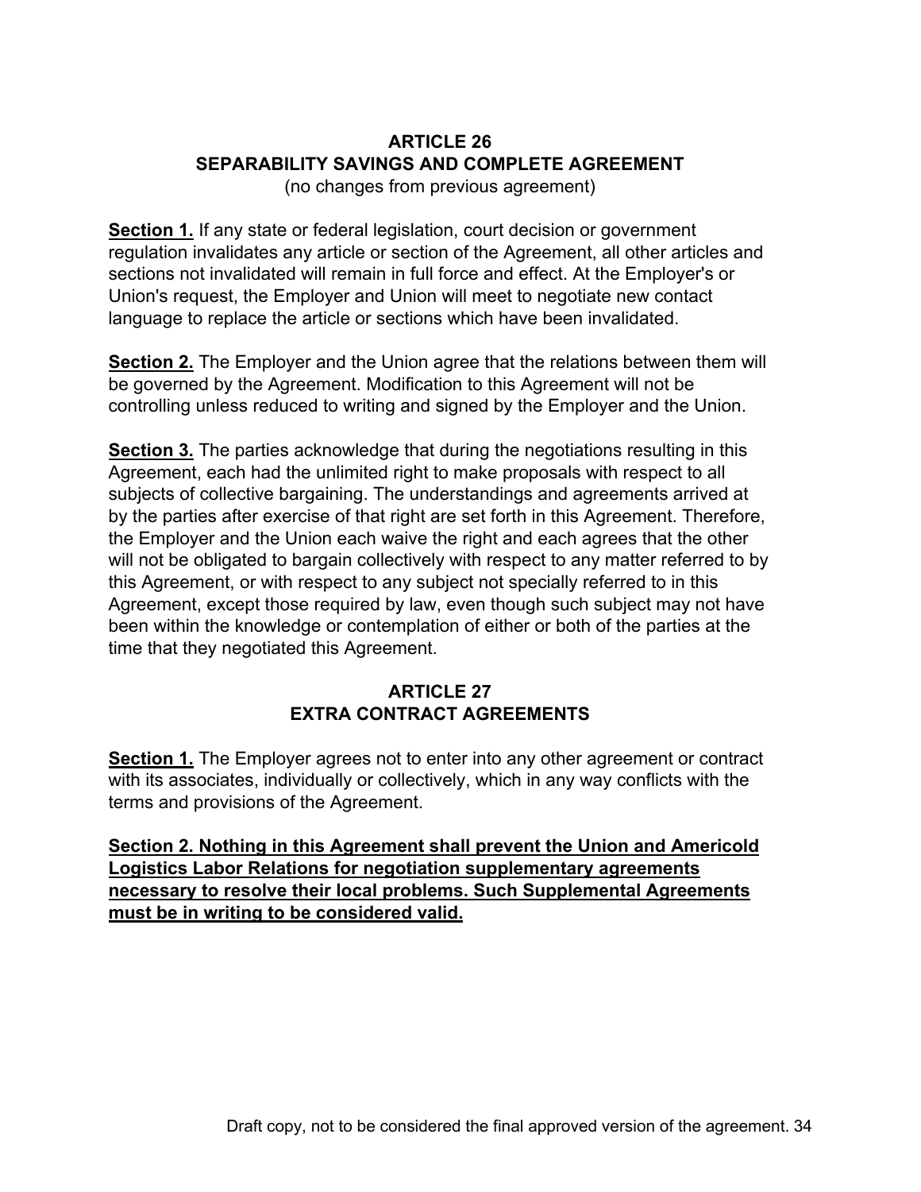## ARTICLE 26
## SEPARABILITY SAVINGS AND COMPLETE AGREEMENT

(no changes from previous agreement)

**Section 1.** If any state or federal legislation, court decision or government regulation invalidates any article or section of the Agreement, all other articles and sections not invalidated will remain in full force and effect. At the Employer's or Union's request, the Employer and Union will meet to negotiate new contact language to replace the article or sections which have been invalidated.

**Section 2.** The Employer and the Union agree that the relations between them will be governed by the Agreement. Modification to this Agreement will not be controlling unless reduced to writing and signed by the Employer and the Union.

**Section 3.** The parties acknowledge that during the negotiations resulting in this Agreement, each had the unlimited right to make proposals with respect to all subjects of collective bargaining. The understandings and agreements arrived at by the parties after exercise of that right are set forth in this Agreement. Therefore, the Employer and the Union each waive the right and each agrees that the other will not be obligated to bargain collectively with respect to any matter referred to by this Agreement, or with respect to any subject not specially referred to in this Agreement, except those required by law, even though such subject may not have been within the knowledge or contemplation of either or both of the parties at the time that they negotiated this Agreement.

## ARTICLE 27
## EXTRA CONTRACT AGREEMENTS

**Section 1.** The Employer agrees not to enter into any other agreement or contract with its associates, individually or collectively, which in any way conflicts with the terms and provisions of the Agreement.

**Section 2. Nothing in this Agreement shall prevent the Union and Americold Logistics Labor Relations for negotiation supplementary agreements necessary to resolve their local problems. Such Supplemental Agreements must be in writing to be considered valid.**

Draft copy, not to be considered the final approved version of the agreement.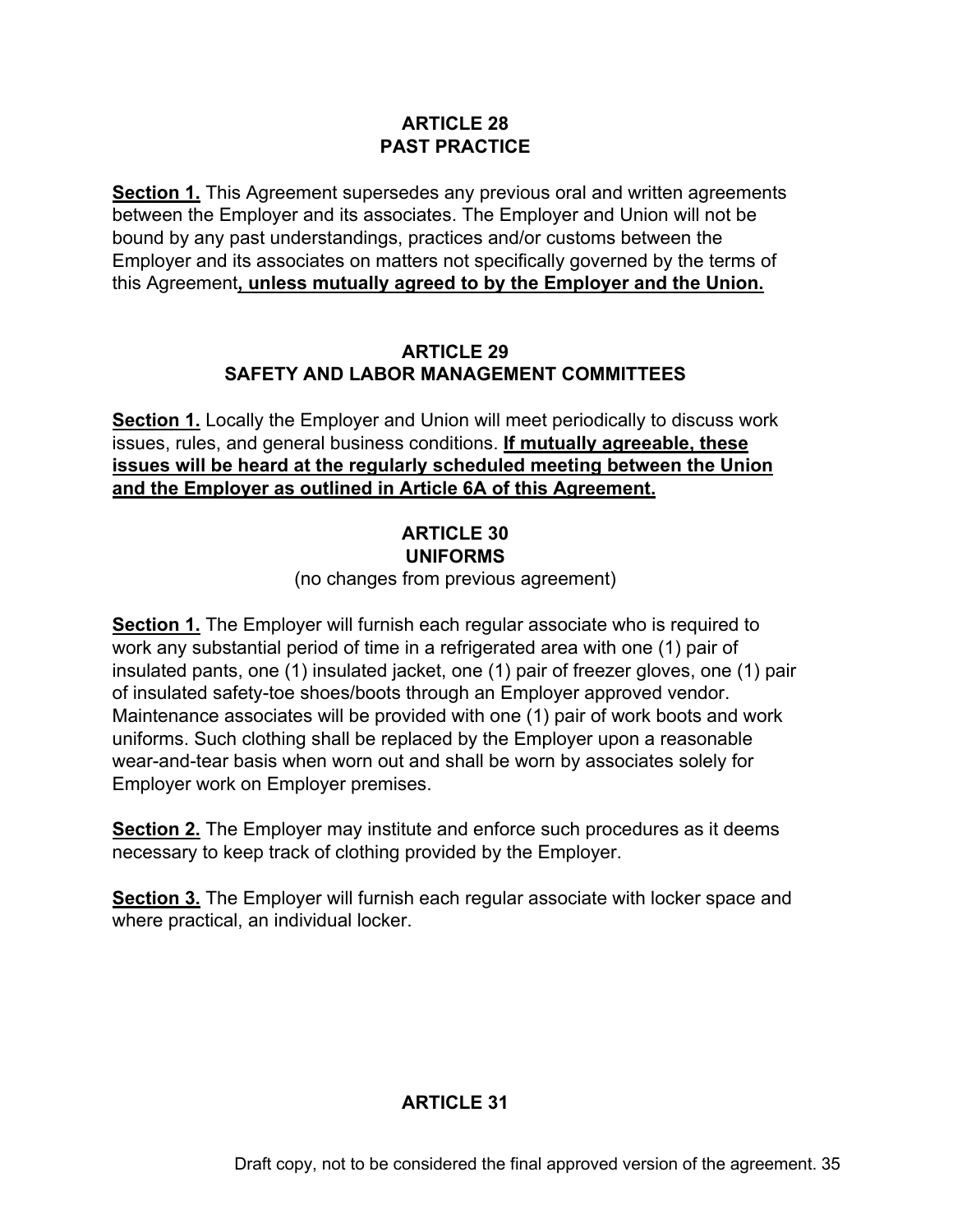## ARTICLE 28
## PAST PRACTICE

<u>**Section 1.**</u> This Agreement supersedes any previous oral and written agreements between the Employer and its associates. The Employer and Union will not be bound by any past understandings, practices and/or customs between the Employer and its associates on matters not specifically governed by the terms of this Agreement<u>**, unless mutually agreed to by the Employer and the Union.**</u>

## ARTICLE 29
## SAFETY AND LABOR MANAGEMENT COMMITTEES

<u>**Section 1.**</u> Locally the Employer and Union will meet periodically to discuss work issues, rules, and general business conditions. <u>**If mutually agreeable, these issues will be heard at the regularly scheduled meeting between the Union and the Employer as outlined in Article 6A of this Agreement.**</u>

## ARTICLE 30
## UNIFORMS

(no changes from previous agreement)

<u>**Section 1.**</u> The Employer will furnish each regular associate who is required to work any substantial period of time in a refrigerated area with one (1) pair of insulated pants, one (1) insulated jacket, one (1) pair of freezer gloves, one (1) pair of insulated safety-toe shoes/boots through an Employer approved vendor. Maintenance associates will be provided with one (1) pair of work boots and work uniforms. Such clothing shall be replaced by the Employer upon a reasonable wear-and-tear basis when worn out and shall be worn by associates solely for Employer work on Employer premises.

<u>**Section 2.**</u> The Employer may institute and enforce such procedures as it deems necessary to keep track of clothing provided by the Employer.

<u>**Section 3.**</u> The Employer will furnish each regular associate with locker space and where practical, an individual locker.

## ARTICLE 31

Draft copy, not to be considered the final approved version of the agreement.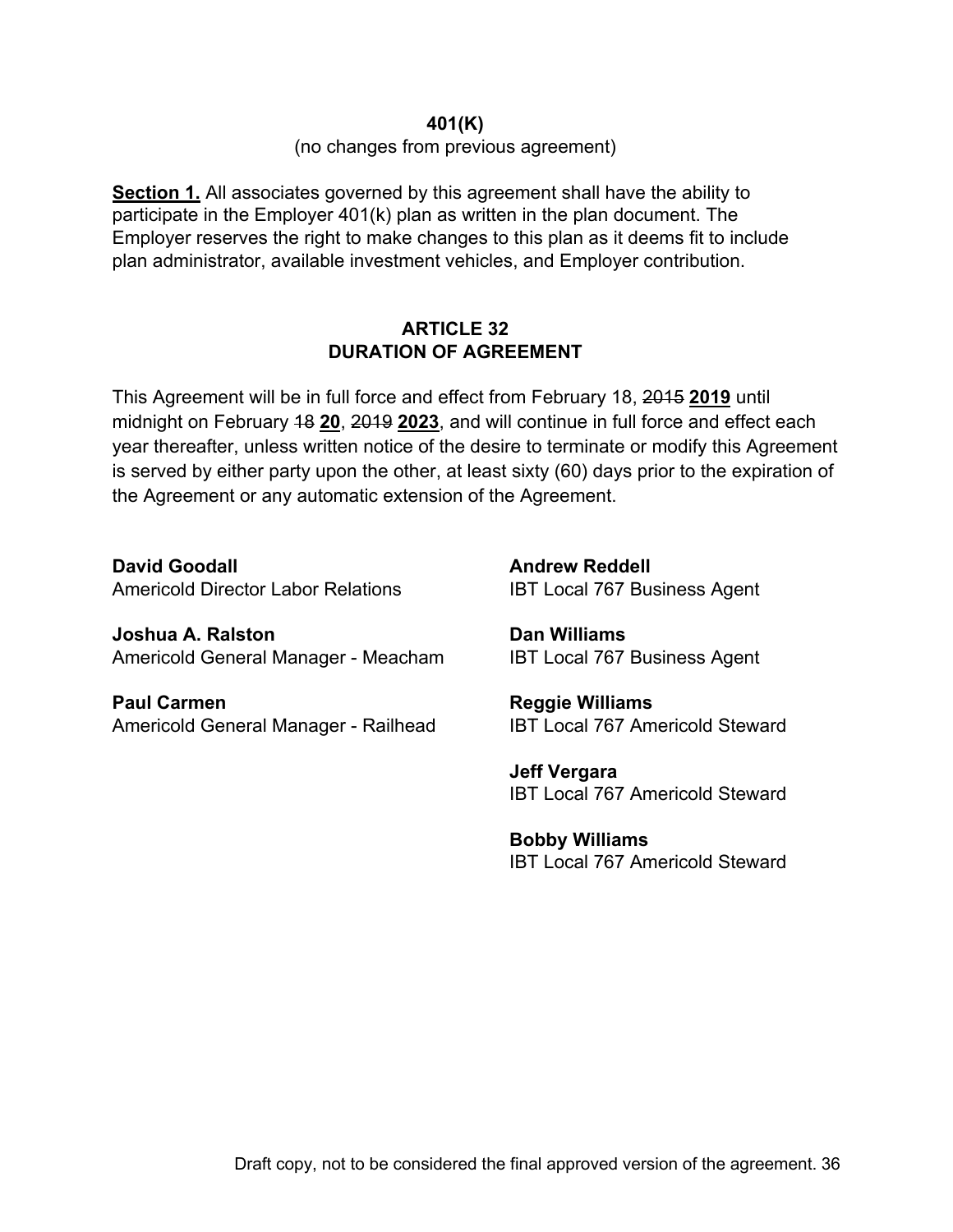## 401(K)

(no changes from previous agreement)

**Section 1.** All associates governed by this agreement shall have the ability to participate in the Employer 401(k) plan as written in the plan document. The Employer reserves the right to make changes to this plan as it deems fit to include plan administrator, available investment vehicles, and Employer contribution.

## ARTICLE 32
## DURATION OF AGREEMENT

This Agreement will be in full force and effect from February 18, ~~2015~~ **2019** until midnight on February ~~18~~ **20**, ~~2019~~ **2023**, and will continue in full force and effect each year thereafter, unless written notice of the desire to terminate or modify this Agreement is served by either party upon the other, at least sixty (60) days prior to the expiration of the Agreement or any automatic extension of the Agreement.

**David Goodall**
Americold Director Labor Relations

**Joshua A. Ralston**
Americold General Manager - Meacham

**Paul Carmen**
Americold General Manager - Railhead

**Andrew Reddell**
IBT Local 767 Business Agent

**Dan Williams**
IBT Local 767 Business Agent

**Reggie Williams**
IBT Local 767 Americold Steward

**Jeff Vergara**
IBT Local 767 Americold Steward

**Bobby Williams**
IBT Local 767 Americold Steward

Draft copy, not to be considered the final approved version of the agreement.